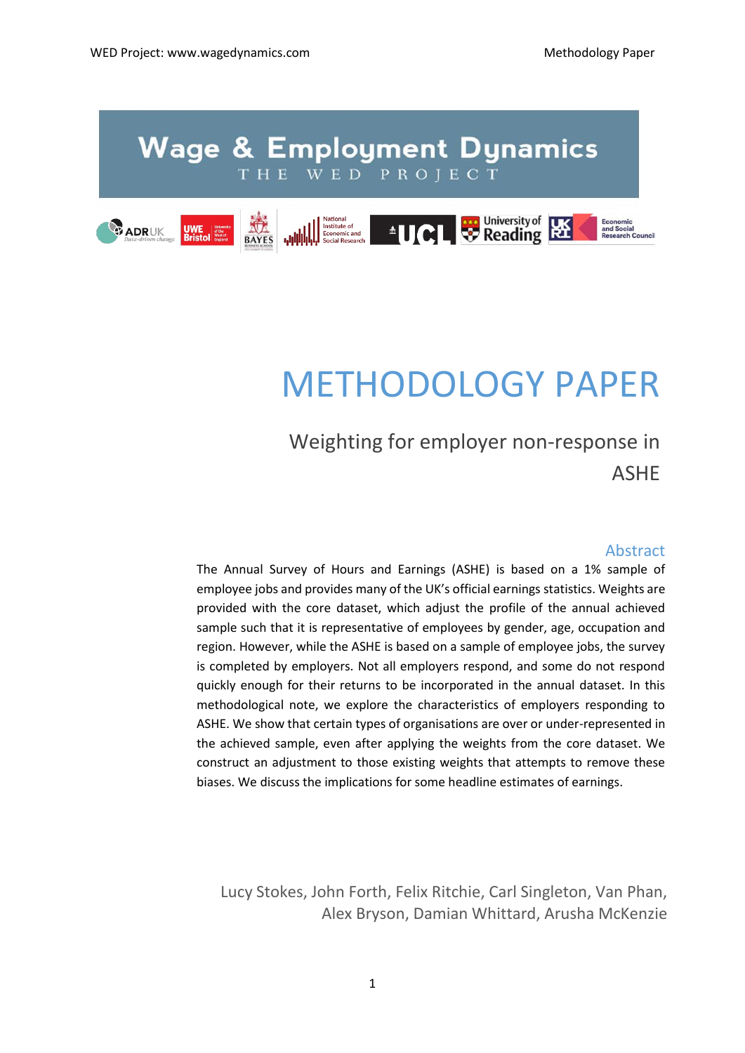# Wage & Employment Dynamics

THE WED PROJECT

# METHODOLOGY PAPER

## Weighting for employer non-response in ASHE

### Abstract

The Annual Survey of Hours and Earnings (ASHE) is based on a 1% sample of employee jobs and provides many of the UK's official earnings statistics. Weights are provided with the core dataset, which adjust the profile of the annual achieved sample such that it is representative of employees by gender, age, occupation and region. However, while the ASHE is based on a sample of employee jobs, the survey is completed by employers. Not all employers respond, and some do not respond quickly enough for their returns to be incorporated in the annual dataset. In this methodological note, we explore the characteristics of employers responding to ASHE. We show that certain types of organisations are over or under-represented in the achieved sample, even after applying the weights from the core dataset. We construct an adjustment to those existing weights that attempts to remove these biases. We discuss the implications for some headline estimates of earnings.

Lucy Stokes, John Forth, Felix Ritchie, Carl Singleton, Van Phan, Alex Bryson, Damian Whittard, Arusha McKenzie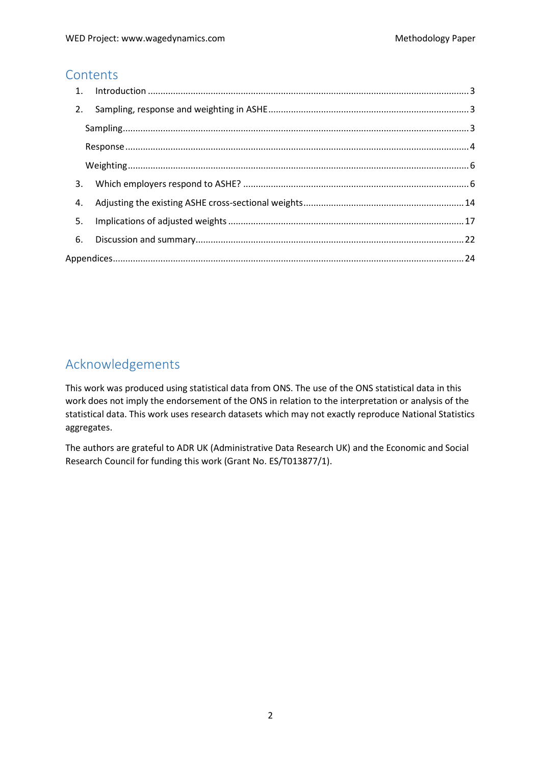## Contents

1. Introduction ........................................................................................................................ 3
2. Sampling, response and weighting in ASHE ............................................................................ 3
   - Sampling ........................................................................................................................ 3
   - Response ........................................................................................................................ 4
   - Weighting ........................................................................................................................ 6
3. Which employers respond to ASHE? ......................................................................................... 6
4. Adjusting the existing ASHE cross-sectional weights ................................................................ 14
5. Implications of adjusted weights ............................................................................................ 17
6. Discussion and summary .......................................................................................................... 22

Appendices ..................................................................................................................................... 24

## Acknowledgements

This work was produced using statistical data from ONS. The use of the ONS statistical data in this work does not imply the endorsement of the ONS in relation to the interpretation or analysis of the statistical data. This work uses research datasets which may not exactly reproduce National Statistics aggregates.

The authors are grateful to ADR UK (Administrative Data Research UK) and the Economic and Social Research Council for funding this work (Grant No. ES/T013877/1).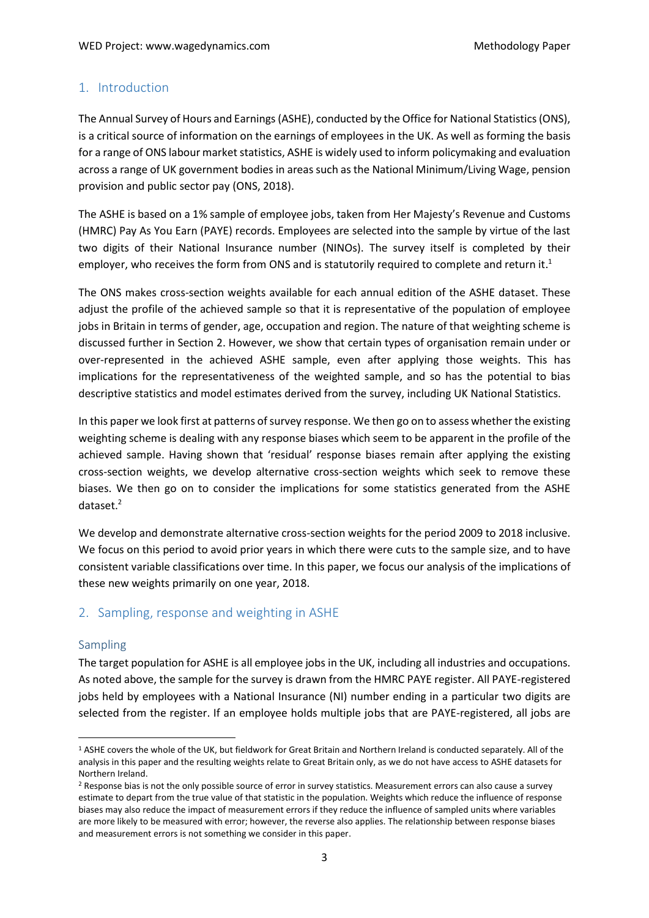## 1. Introduction

The Annual Survey of Hours and Earnings (ASHE), conducted by the Office for National Statistics (ONS), is a critical source of information on the earnings of employees in the UK. As well as forming the basis for a range of ONS labour market statistics, ASHE is widely used to inform policymaking and evaluation across a range of UK government bodies in areas such as the National Minimum/Living Wage, pension provision and public sector pay (ONS, 2018).

The ASHE is based on a 1% sample of employee jobs, taken from Her Majesty's Revenue and Customs (HMRC) Pay As You Earn (PAYE) records. Employees are selected into the sample by virtue of the last two digits of their National Insurance number (NINOs). The survey itself is completed by their employer, who receives the form from ONS and is statutorily required to complete and return it.[1]

The ONS makes cross-section weights available for each annual edition of the ASHE dataset. These adjust the profile of the achieved sample so that it is representative of the population of employee jobs in Britain in terms of gender, age, occupation and region. The nature of that weighting scheme is discussed further in Section 2. However, we show that certain types of organisation remain under or over-represented in the achieved ASHE sample, even after applying those weights. This has implications for the representativeness of the weighted sample, and so has the potential to bias descriptive statistics and model estimates derived from the survey, including UK National Statistics.

In this paper we look first at patterns of survey response. We then go on to assess whether the existing weighting scheme is dealing with any response biases which seem to be apparent in the profile of the achieved sample. Having shown that 'residual' response biases remain after applying the existing cross-section weights, we develop alternative cross-section weights which seek to remove these biases. We then go on to consider the implications for some statistics generated from the ASHE dataset.[2]

We develop and demonstrate alternative cross-section weights for the period 2009 to 2018 inclusive. We focus on this period to avoid prior years in which there were cuts to the sample size, and to have consistent variable classifications over time. In this paper, we focus our analysis of the implications of these new weights primarily on one year, 2018.

## 2. Sampling, response and weighting in ASHE

### Sampling

The target population for ASHE is all employee jobs in the UK, including all industries and occupations. As noted above, the sample for the survey is drawn from the HMRC PAYE register. All PAYE-registered jobs held by employees with a National Insurance (NI) number ending in a particular two digits are selected from the register. If an employee holds multiple jobs that are PAYE-registered, all jobs are

---

[1] ASHE covers the whole of the UK, but fieldwork for Great Britain and Northern Ireland is conducted separately. All of the analysis in this paper and the resulting weights relate to Great Britain only, as we do not have access to ASHE datasets for Northern Ireland.

[2] Response bias is not the only possible source of error in survey statistics. Measurement errors can also cause a survey estimate to depart from the true value of that statistic in the population. Weights which reduce the influence of response biases may also reduce the impact of measurement errors if they reduce the influence of sampled units where variables are more likely to be measured with error; however, the reverse also applies. The relationship between response biases and measurement errors is not something we consider in this paper.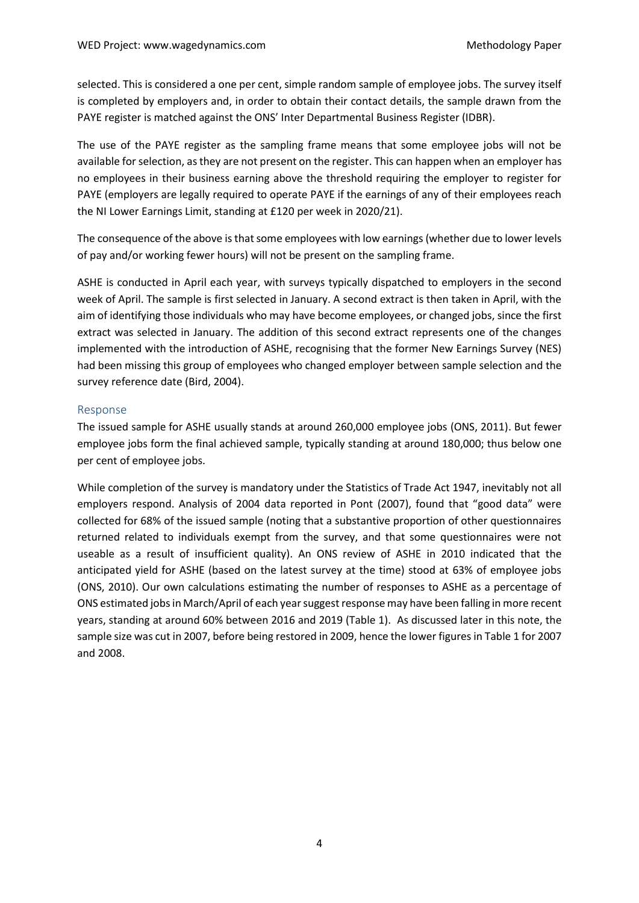selected. This is considered a one per cent, simple random sample of employee jobs. The survey itself is completed by employers and, in order to obtain their contact details, the sample drawn from the PAYE register is matched against the ONS' Inter Departmental Business Register (IDBR).

The use of the PAYE register as the sampling frame means that some employee jobs will not be available for selection, as they are not present on the register. This can happen when an employer has no employees in their business earning above the threshold requiring the employer to register for PAYE (employers are legally required to operate PAYE if the earnings of any of their employees reach the NI Lower Earnings Limit, standing at £120 per week in 2020/21).

The consequence of the above is that some employees with low earnings (whether due to lower levels of pay and/or working fewer hours) will not be present on the sampling frame.

ASHE is conducted in April each year, with surveys typically dispatched to employers in the second week of April. The sample is first selected in January. A second extract is then taken in April, with the aim of identifying those individuals who may have become employees, or changed jobs, since the first extract was selected in January. The addition of this second extract represents one of the changes implemented with the introduction of ASHE, recognising that the former New Earnings Survey (NES) had been missing this group of employees who changed employer between sample selection and the survey reference date (Bird, 2004).

## Response

The issued sample for ASHE usually stands at around 260,000 employee jobs (ONS, 2011). But fewer employee jobs form the final achieved sample, typically standing at around 180,000; thus below one per cent of employee jobs.

While completion of the survey is mandatory under the Statistics of Trade Act 1947, inevitably not all employers respond. Analysis of 2004 data reported in Pont (2007), found that "good data" were collected for 68% of the issued sample (noting that a substantive proportion of other questionnaires returned related to individuals exempt from the survey, and that some questionnaires were not useable as a result of insufficient quality). An ONS review of ASHE in 2010 indicated that the anticipated yield for ASHE (based on the latest survey at the time) stood at 63% of employee jobs (ONS, 2010). Our own calculations estimating the number of responses to ASHE as a percentage of ONS estimated jobs in March/April of each year suggest response may have been falling in more recent years, standing at around 60% between 2016 and 2019 (Table 1). As discussed later in this note, the sample size was cut in 2007, before being restored in 2009, hence the lower figures in Table 1 for 2007 and 2008.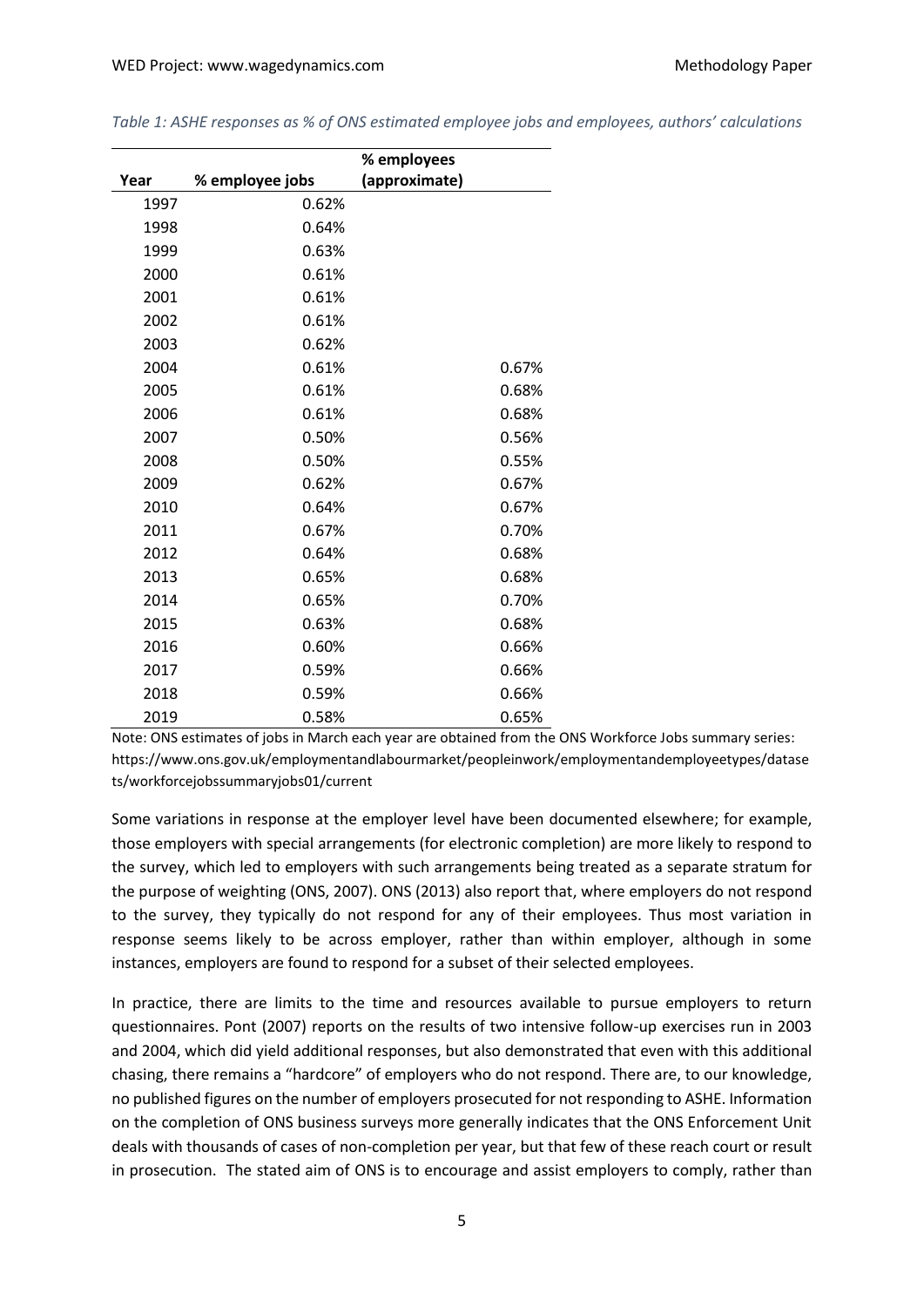*Table 1: ASHE responses as % of ONS estimated employee jobs and employees, authors' calculations*

| Year | % employee jobs | % employees (approximate) |
|---|---|---|
| 1997 | 0.62% | |
| 1998 | 0.64% | |
| 1999 | 0.63% | |
| 2000 | 0.61% | |
| 2001 | 0.61% | |
| 2002 | 0.61% | |
| 2003 | 0.62% | |
| 2004 | 0.61% | 0.67% |
| 2005 | 0.61% | 0.68% |
| 2006 | 0.61% | 0.68% |
| 2007 | 0.50% | 0.56% |
| 2008 | 0.50% | 0.55% |
| 2009 | 0.62% | 0.67% |
| 2010 | 0.64% | 0.67% |
| 2011 | 0.67% | 0.70% |
| 2012 | 0.64% | 0.68% |
| 2013 | 0.65% | 0.68% |
| 2014 | 0.65% | 0.70% |
| 2015 | 0.63% | 0.68% |
| 2016 | 0.60% | 0.66% |
| 2017 | 0.59% | 0.66% |
| 2018 | 0.59% | 0.66% |
| 2019 | 0.58% | 0.65% |

Note: ONS estimates of jobs in March each year are obtained from the ONS Workforce Jobs summary series: https://www.ons.gov.uk/employmentandlabourmarket/peopleinwork/employmentandemployeetypes/datasets/workforcejobssummaryjobs01/current

Some variations in response at the employer level have been documented elsewhere; for example, those employers with special arrangements (for electronic completion) are more likely to respond to the survey, which led to employers with such arrangements being treated as a separate stratum for the purpose of weighting (ONS, 2007). ONS (2013) also report that, where employers do not respond to the survey, they typically do not respond for any of their employees. Thus most variation in response seems likely to be across employer, rather than within employer, although in some instances, employers are found to respond for a subset of their selected employees.

In practice, there are limits to the time and resources available to pursue employers to return questionnaires. Pont (2007) reports on the results of two intensive follow-up exercises run in 2003 and 2004, which did yield additional responses, but also demonstrated that even with this additional chasing, there remains a "hardcore" of employers who do not respond. There are, to our knowledge, no published figures on the number of employers prosecuted for not responding to ASHE. Information on the completion of ONS business surveys more generally indicates that the ONS Enforcement Unit deals with thousands of cases of non-completion per year, but that few of these reach court or result in prosecution. The stated aim of ONS is to encourage and assist employers to comply, rather than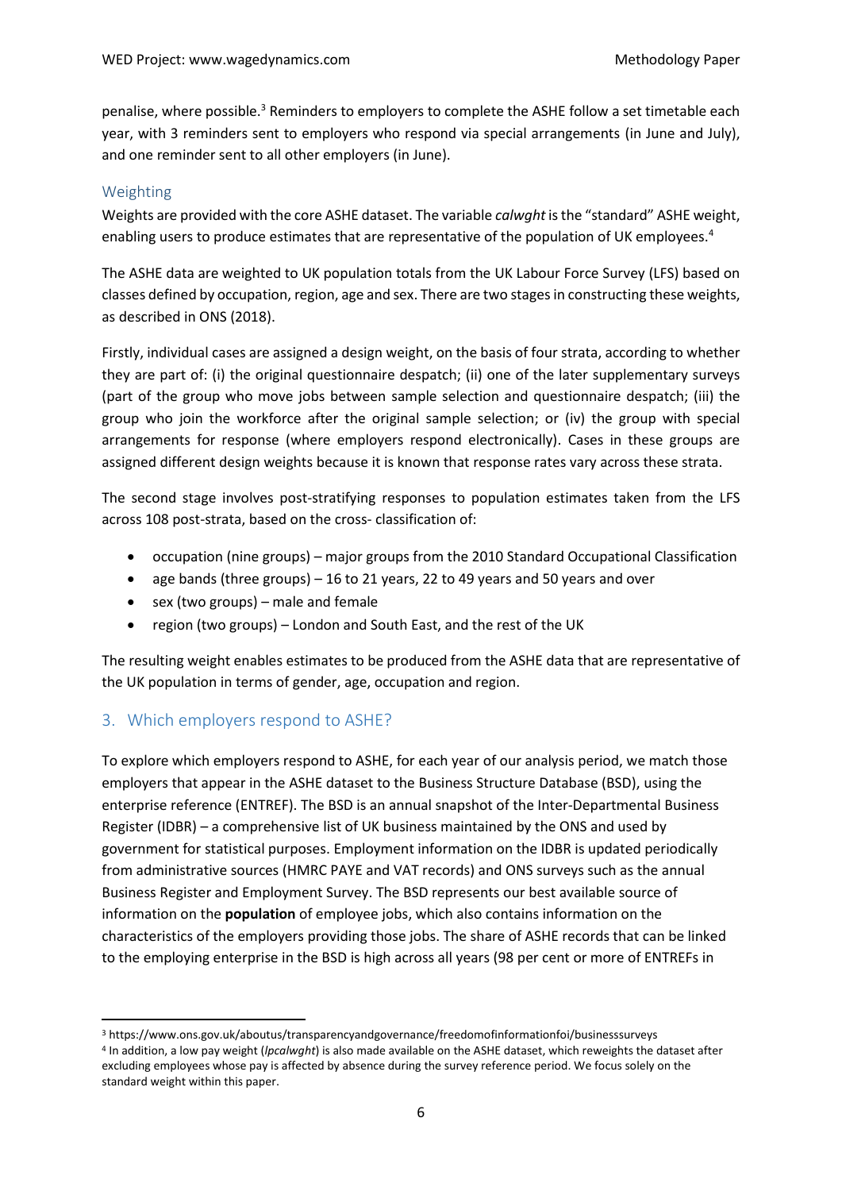penalise, where possible.[3] Reminders to employers to complete the ASHE follow a set timetable each year, with 3 reminders sent to employers who respond via special arrangements (in June and July), and one reminder sent to all other employers (in June).

### Weighting

Weights are provided with the core ASHE dataset. The variable *calwght* is the "standard" ASHE weight, enabling users to produce estimates that are representative of the population of UK employees.[4]

The ASHE data are weighted to UK population totals from the UK Labour Force Survey (LFS) based on classes defined by occupation, region, age and sex. There are two stages in constructing these weights, as described in ONS (2018).

Firstly, individual cases are assigned a design weight, on the basis of four strata, according to whether they are part of: (i) the original questionnaire despatch; (ii) one of the later supplementary surveys (part of the group who move jobs between sample selection and questionnaire despatch; (iii) the group who join the workforce after the original sample selection; or (iv) the group with special arrangements for response (where employers respond electronically). Cases in these groups are assigned different design weights because it is known that response rates vary across these strata.

The second stage involves post-stratifying responses to population estimates taken from the LFS across 108 post-strata, based on the cross- classification of:

- occupation (nine groups) – major groups from the 2010 Standard Occupational Classification
- age bands (three groups) – 16 to 21 years, 22 to 49 years and 50 years and over
- sex (two groups) – male and female
- region (two groups) – London and South East, and the rest of the UK

The resulting weight enables estimates to be produced from the ASHE data that are representative of the UK population in terms of gender, age, occupation and region.

## 3. Which employers respond to ASHE?

To explore which employers respond to ASHE, for each year of our analysis period, we match those employers that appear in the ASHE dataset to the Business Structure Database (BSD), using the enterprise reference (ENTREF). The BSD is an annual snapshot of the Inter-Departmental Business Register (IDBR) – a comprehensive list of UK business maintained by the ONS and used by government for statistical purposes. Employment information on the IDBR is updated periodically from administrative sources (HMRC PAYE and VAT records) and ONS surveys such as the annual Business Register and Employment Survey. The BSD represents our best available source of information on the **population** of employee jobs, which also contains information on the characteristics of the employers providing those jobs. The share of ASHE records that can be linked to the employing enterprise in the BSD is high across all years (98 per cent or more of ENTREFs in

[3] https://www.ons.gov.uk/aboutus/transparencyandgovernance/freedomofinformationfoi/businesssurveys

[4] In addition, a low pay weight (*lpcalwght*) is also made available on the ASHE dataset, which reweights the dataset after excluding employees whose pay is affected by absence during the survey reference period. We focus solely on the standard weight within this paper.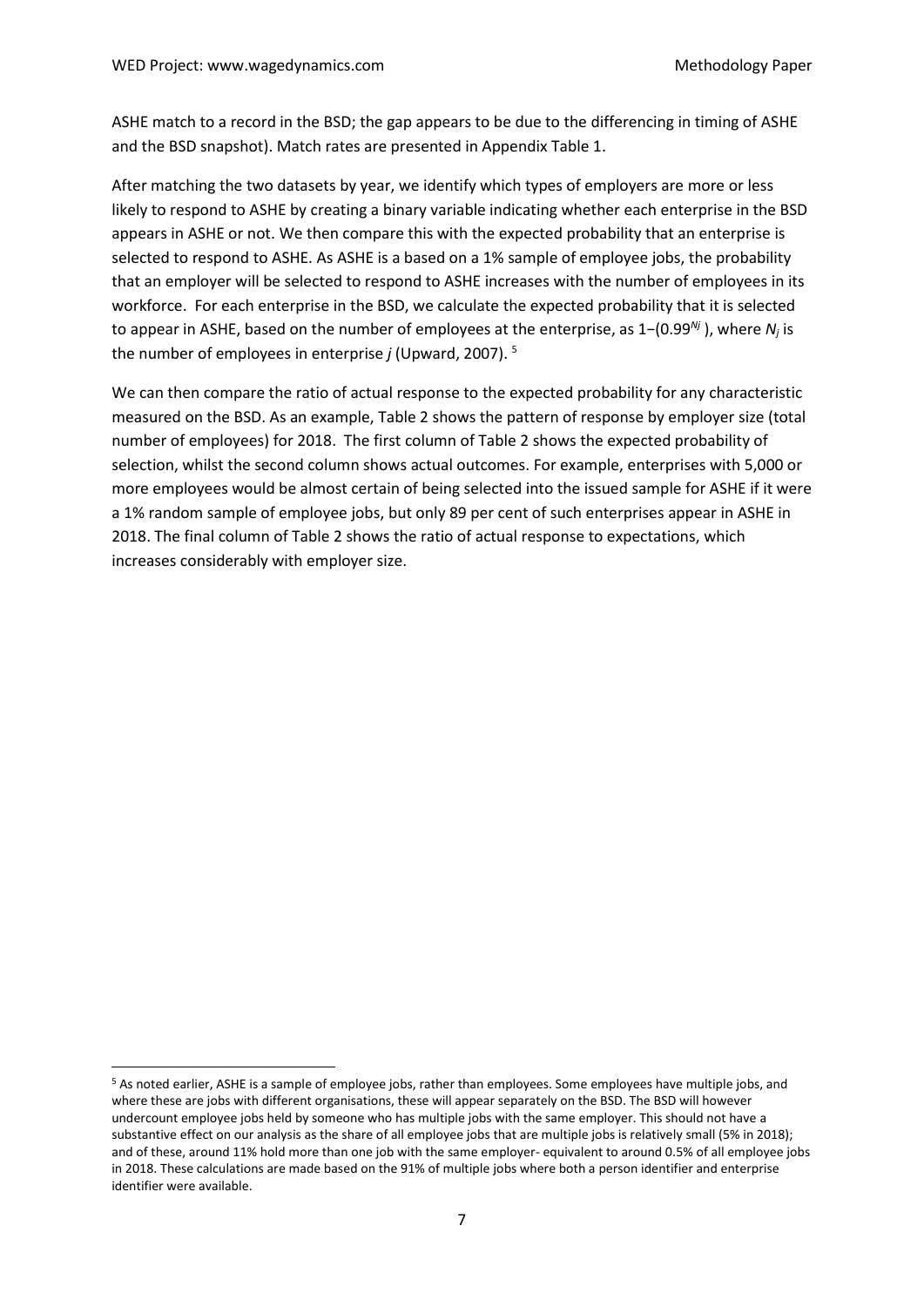ASHE match to a record in the BSD; the gap appears to be due to the differencing in timing of ASHE and the BSD snapshot). Match rates are presented in Appendix Table 1.

After matching the two datasets by year, we identify which types of employers are more or less likely to respond to ASHE by creating a binary variable indicating whether each enterprise in the BSD appears in ASHE or not. We then compare this with the expected probability that an enterprise is selected to respond to ASHE. As ASHE is a based on a 1% sample of employee jobs, the probability that an employer will be selected to respond to ASHE increases with the number of employees in its workforce. For each enterprise in the BSD, we calculate the expected probability that it is selected to appear in ASHE, based on the number of employees at the enterprise, as $1-(0.99^{N_j})$, where $N_j$ is the number of employees in enterprise $j$ (Upward, 2007). [5]

We can then compare the ratio of actual response to the expected probability for any characteristic measured on the BSD. As an example, Table 2 shows the pattern of response by employer size (total number of employees) for 2018. The first column of Table 2 shows the expected probability of selection, whilst the second column shows actual outcomes. For example, enterprises with 5,000 or more employees would be almost certain of being selected into the issued sample for ASHE if it were a 1% random sample of employee jobs, but only 89 per cent of such enterprises appear in ASHE in 2018. The final column of Table 2 shows the ratio of actual response to expectations, which increases considerably with employer size.

[5] As noted earlier, ASHE is a sample of employee jobs, rather than employees. Some employees have multiple jobs, and where these are jobs with different organisations, these will appear separately on the BSD. The BSD will however undercount employee jobs held by someone who has multiple jobs with the same employer. This should not have a substantive effect on our analysis as the share of all employee jobs that are multiple jobs is relatively small (5% in 2018); and of these, around 11% hold more than one job with the same employer- equivalent to around 0.5% of all employee jobs in 2018. These calculations are made based on the 91% of multiple jobs where both a person identifier and enterprise identifier were available.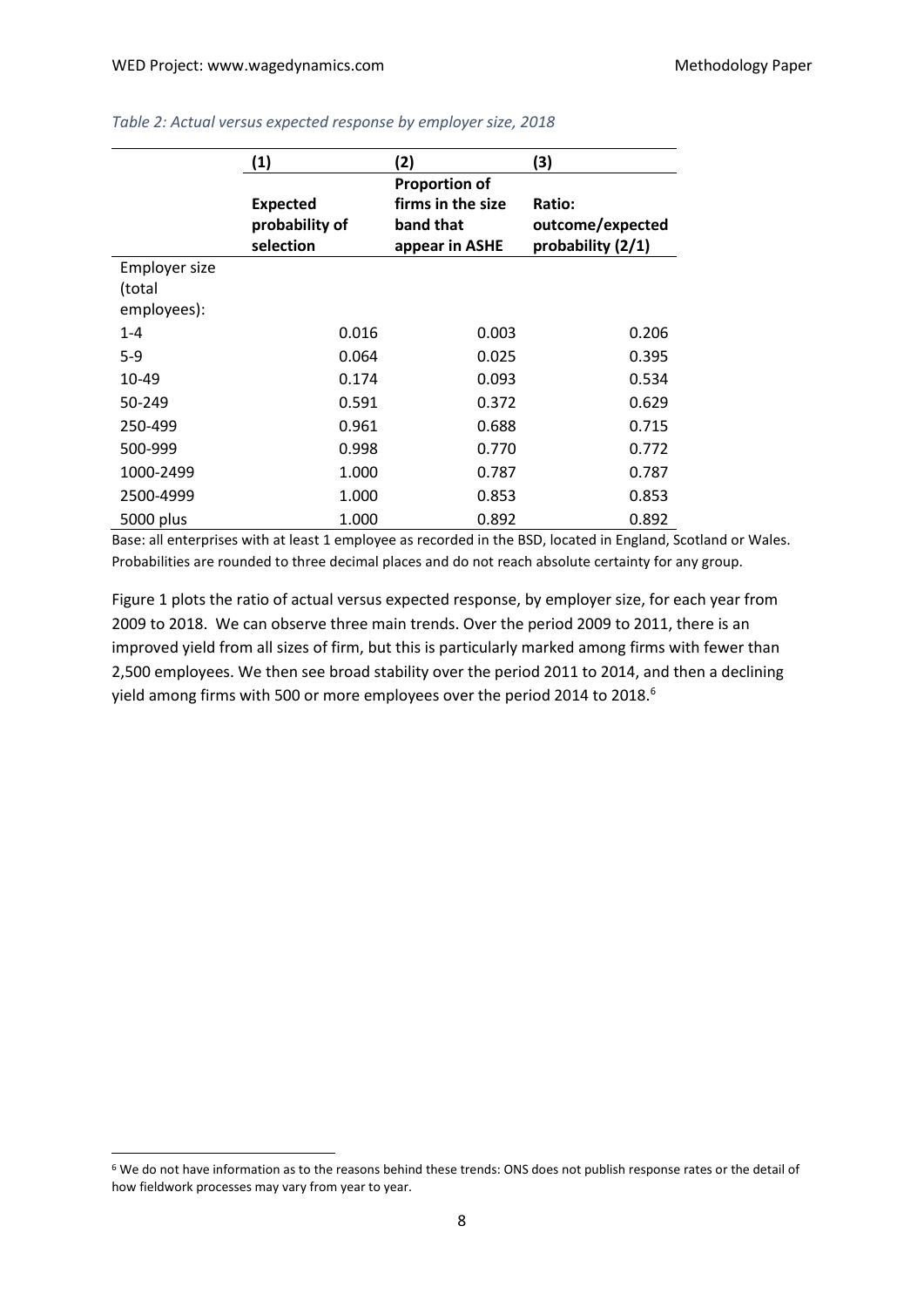*Table 2: Actual versus expected response by employer size, 2018*

| | (1) | (2) | (3) |
|---|---|---|---|
| | **Expected probability of selection** | **Proportion of firms in the size band that appear in ASHE** | **Ratio: outcome/expected probability (2/1)** |
| Employer size (total employees): | | | |
| 1-4 | 0.016 | 0.003 | 0.206 |
| 5-9 | 0.064 | 0.025 | 0.395 |
| 10-49 | 0.174 | 0.093 | 0.534 |
| 50-249 | 0.591 | 0.372 | 0.629 |
| 250-499 | 0.961 | 0.688 | 0.715 |
| 500-999 | 0.998 | 0.770 | 0.772 |
| 1000-2499 | 1.000 | 0.787 | 0.787 |
| 2500-4999 | 1.000 | 0.853 | 0.853 |
| 5000 plus | 1.000 | 0.892 | 0.892 |

Base: all enterprises with at least 1 employee as recorded in the BSD, located in England, Scotland or Wales. Probabilities are rounded to three decimal places and do not reach absolute certainty for any group.

Figure 1 plots the ratio of actual versus expected response, by employer size, for each year from 2009 to 2018. We can observe three main trends. Over the period 2009 to 2011, there is an improved yield from all sizes of firm, but this is particularly marked among firms with fewer than 2,500 employees. We then see broad stability over the period 2011 to 2014, and then a declining yield among firms with 500 or more employees over the period 2014 to 2018.[6]

[6] We do not have information as to the reasons behind these trends: ONS does not publish response rates or the detail of how fieldwork processes may vary from year to year.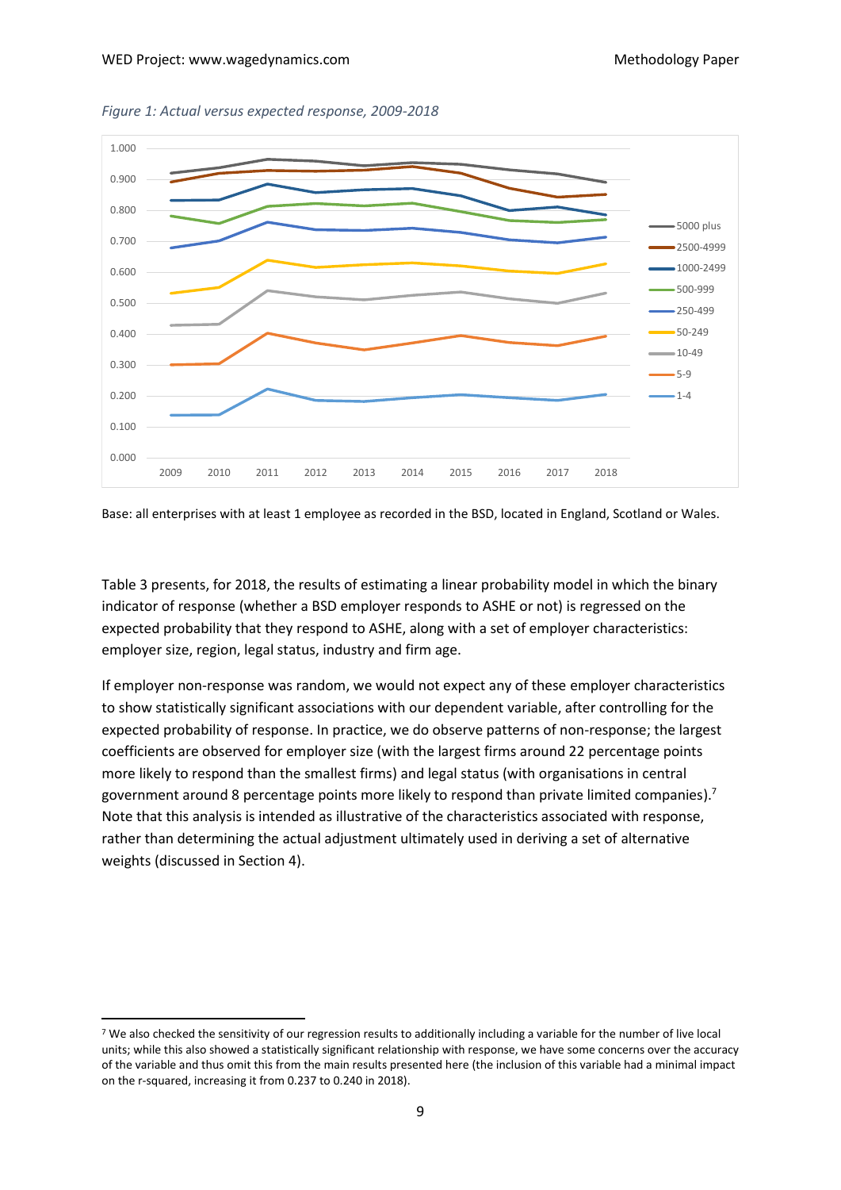*Figure 1: Actual versus expected response, 2009-2018*

Base: all enterprises with at least 1 employee as recorded in the BSD, located in England, Scotland or Wales.

Table 3 presents, for 2018, the results of estimating a linear probability model in which the binary indicator of response (whether a BSD employer responds to ASHE or not) is regressed on the expected probability that they respond to ASHE, along with a set of employer characteristics: employer size, region, legal status, industry and firm age.

If employer non-response was random, we would not expect any of these employer characteristics to show statistically significant associations with our dependent variable, after controlling for the expected probability of response. In practice, we do observe patterns of non-response; the largest coefficients are observed for employer size (with the largest firms around 22 percentage points more likely to respond than the smallest firms) and legal status (with organisations in central government around 8 percentage points more likely to respond than private limited companies).[7] Note that this analysis is intended as illustrative of the characteristics associated with response, rather than determining the actual adjustment ultimately used in deriving a set of alternative weights (discussed in Section 4).

[7] We also checked the sensitivity of our regression results to additionally including a variable for the number of live local units; while this also showed a statistically significant relationship with response, we have some concerns over the accuracy of the variable and thus omit this from the main results presented here (the inclusion of this variable had a minimal impact on the r-squared, increasing it from 0.237 to 0.240 in 2018).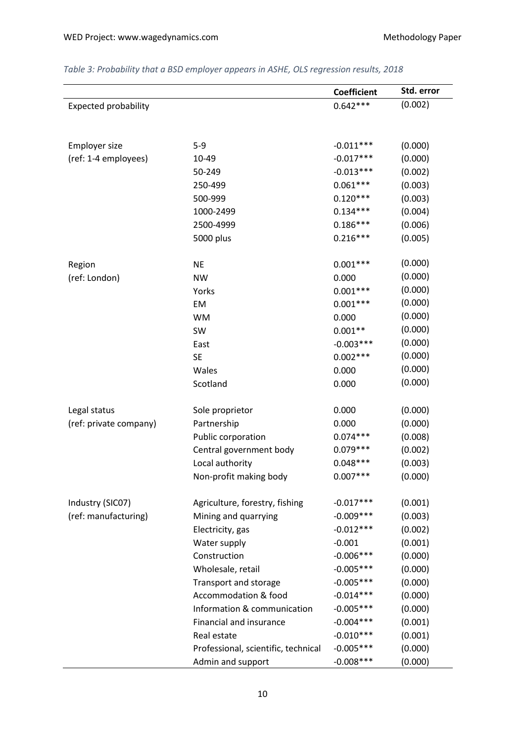*Table 3: Probability that a BSD employer appears in ASHE, OLS regression results, 2018*

| | | Coefficient | Std. error |
|---|---|---|---|
| Expected probability | | 0.642*** | (0.002) |
| | | | |
| Employer size | 5-9 | -0.011*** | (0.000) |
| (ref: 1-4 employees) | 10-49 | -0.017*** | (0.000) |
| | 50-249 | -0.013*** | (0.002) |
| | 250-499 | 0.061*** | (0.003) |
| | 500-999 | 0.120*** | (0.003) |
| | 1000-2499 | 0.134*** | (0.004) |
| | 2500-4999 | 0.186*** | (0.006) |
| | 5000 plus | 0.216*** | (0.005) |
| | | | |
| Region | NE | 0.001*** | (0.000) |
| (ref: London) | NW | 0.000 | (0.000) |
| | Yorks | 0.001*** | (0.000) |
| | EM | 0.001*** | (0.000) |
| | WM | 0.000 | (0.000) |
| | SW | 0.001** | (0.000) |
| | East | -0.003*** | (0.000) |
| | SE | 0.002*** | (0.000) |
| | Wales | 0.000 | (0.000) |
| | Scotland | 0.000 | (0.000) |
| | | | |
| Legal status | Sole proprietor | 0.000 | (0.000) |
| (ref: private company) | Partnership | 0.000 | (0.000) |
| | Public corporation | 0.074*** | (0.008) |
| | Central government body | 0.079*** | (0.002) |
| | Local authority | 0.048*** | (0.003) |
| | Non-profit making body | 0.007*** | (0.000) |
| | | | |
| Industry (SIC07) | Agriculture, forestry, fishing | -0.017*** | (0.001) |
| (ref: manufacturing) | Mining and quarrying | -0.009*** | (0.003) |
| | Electricity, gas | -0.012*** | (0.002) |
| | Water supply | -0.001 | (0.001) |
| | Construction | -0.006*** | (0.000) |
| | Wholesale, retail | -0.005*** | (0.000) |
| | Transport and storage | -0.005*** | (0.000) |
| | Accommodation & food | -0.014*** | (0.000) |
| | Information & communication | -0.005*** | (0.000) |
| | Financial and insurance | -0.004*** | (0.001) |
| | Real estate | -0.010*** | (0.001) |
| | Professional, scientific, technical | -0.005*** | (0.000) |
| | Admin and support | -0.008*** | (0.000) |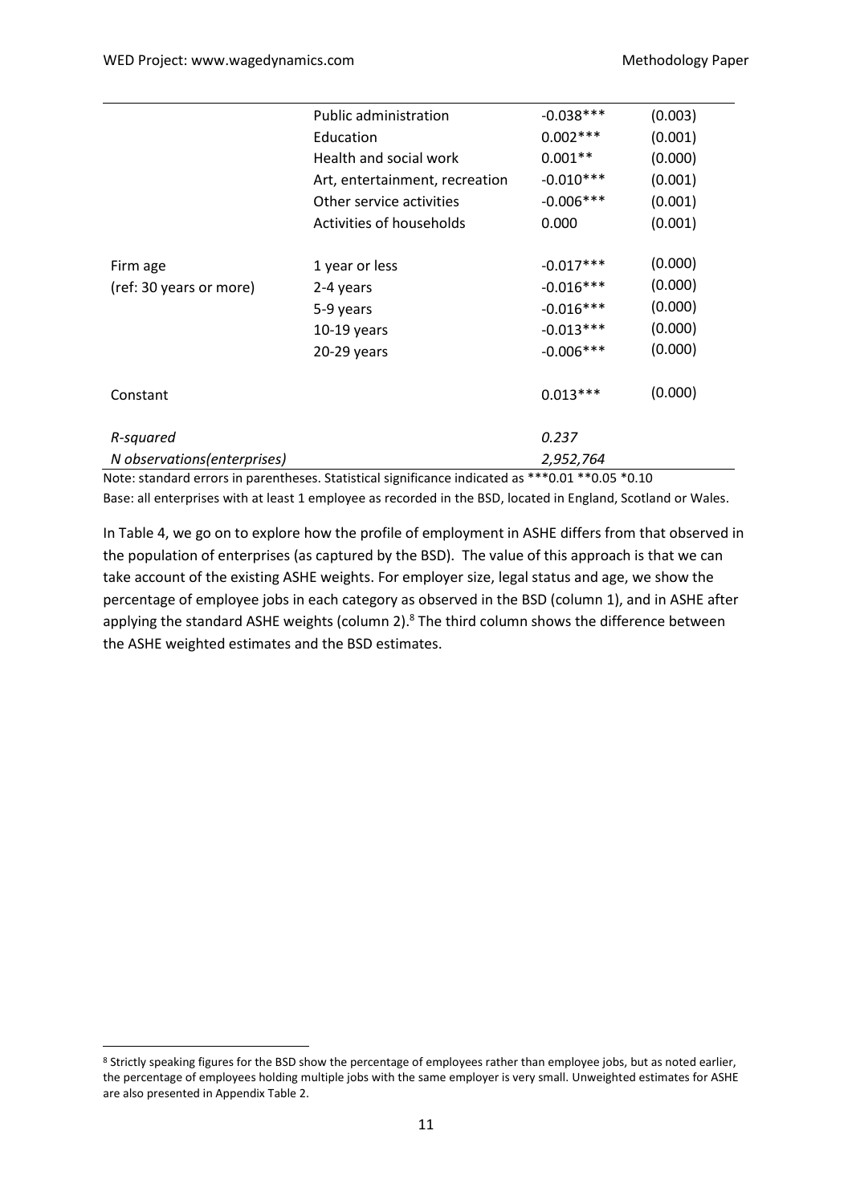| | | | |
|---|---|---|---|
| | Public administration | -0.038*** | (0.003) |
| | Education | 0.002*** | (0.001) |
| | Health and social work | 0.001** | (0.000) |
| | Art, entertainment, recreation | -0.010*** | (0.001) |
| | Other service activities | -0.006*** | (0.001) |
| | Activities of households | 0.000 | (0.001) |
| Firm age | 1 year or less | -0.017*** | (0.000) |
| (ref: 30 years or more) | 2-4 years | -0.016*** | (0.000) |
| | 5-9 years | -0.016*** | (0.000) |
| | 10-19 years | -0.013*** | (0.000) |
| | 20-29 years | -0.006*** | (0.000) |
| Constant | | 0.013*** | (0.000) |
| *R-squared* | | *0.237* | |
| *N observations(enterprises)* | | *2,952,764* | |

Note: standard errors in parentheses. Statistical significance indicated as ***0.01 **0.05 *0.10

Base: all enterprises with at least 1 employee as recorded in the BSD, located in England, Scotland or Wales.

In Table 4, we go on to explore how the profile of employment in ASHE differs from that observed in the population of enterprises (as captured by the BSD). The value of this approach is that we can take account of the existing ASHE weights. For employer size, legal status and age, we show the percentage of employee jobs in each category as observed in the BSD (column 1), and in ASHE after applying the standard ASHE weights (column 2).[8] The third column shows the difference between the ASHE weighted estimates and the BSD estimates.

[8] Strictly speaking figures for the BSD show the percentage of employees rather than employee jobs, but as noted earlier, the percentage of employees holding multiple jobs with the same employer is very small. Unweighted estimates for ASHE are also presented in Appendix Table 2.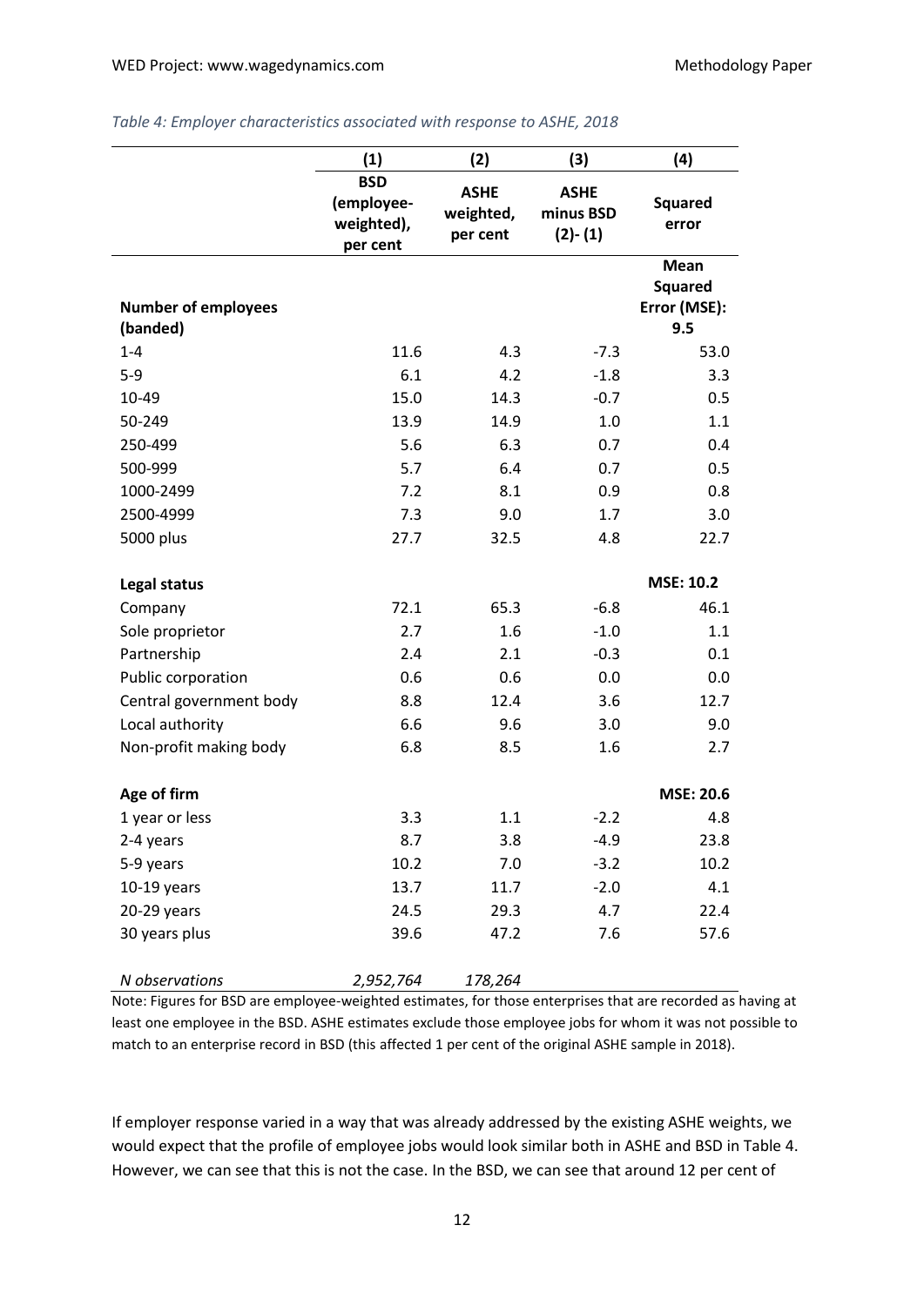*Table 4: Employer characteristics associated with response to ASHE, 2018*

| | (1) | (2) | (3) | (4) |
|---|---|---|---|---|
| | **BSD (employee-weighted), per cent** | **ASHE weighted, per cent** | **ASHE minus BSD (2)- (1)** | **Squared error** |
| **Number of employees (banded)** | | | | **Mean Squared Error (MSE): 9.5** |
| 1-4 | 11.6 | 4.3 | -7.3 | 53.0 |
| 5-9 | 6.1 | 4.2 | -1.8 | 3.3 |
| 10-49 | 15.0 | 14.3 | -0.7 | 0.5 |
| 50-249 | 13.9 | 14.9 | 1.0 | 1.1 |
| 250-499 | 5.6 | 6.3 | 0.7 | 0.4 |
| 500-999 | 5.7 | 6.4 | 0.7 | 0.5 |
| 1000-2499 | 7.2 | 8.1 | 0.9 | 0.8 |
| 2500-4999 | 7.3 | 9.0 | 1.7 | 3.0 |
| 5000 plus | 27.7 | 32.5 | 4.8 | 22.7 |
| **Legal status** | | | | **MSE: 10.2** |
| Company | 72.1 | 65.3 | -6.8 | 46.1 |
| Sole proprietor | 2.7 | 1.6 | -1.0 | 1.1 |
| Partnership | 2.4 | 2.1 | -0.3 | 0.1 |
| Public corporation | 0.6 | 0.6 | 0.0 | 0.0 |
| Central government body | 8.8 | 12.4 | 3.6 | 12.7 |
| Local authority | 6.6 | 9.6 | 3.0 | 9.0 |
| Non-profit making body | 6.8 | 8.5 | 1.6 | 2.7 |
| **Age of firm** | | | | **MSE: 20.6** |
| 1 year or less | 3.3 | 1.1 | -2.2 | 4.8 |
| 2-4 years | 8.7 | 3.8 | -4.9 | 23.8 |
| 5-9 years | 10.2 | 7.0 | -3.2 | 10.2 |
| 10-19 years | 13.7 | 11.7 | -2.0 | 4.1 |
| 20-29 years | 24.5 | 29.3 | 4.7 | 22.4 |
| 30 years plus | 39.6 | 47.2 | 7.6 | 57.6 |
| *N observations* | *2,952,764* | *178,264* | | |

Note: Figures for BSD are employee-weighted estimates, for those enterprises that are recorded as having at least one employee in the BSD. ASHE estimates exclude those employee jobs for whom it was not possible to match to an enterprise record in BSD (this affected 1 per cent of the original ASHE sample in 2018).

If employer response varied in a way that was already addressed by the existing ASHE weights, we would expect that the profile of employee jobs would look similar both in ASHE and BSD in Table 4. However, we can see that this is not the case. In the BSD, we can see that around 12 per cent of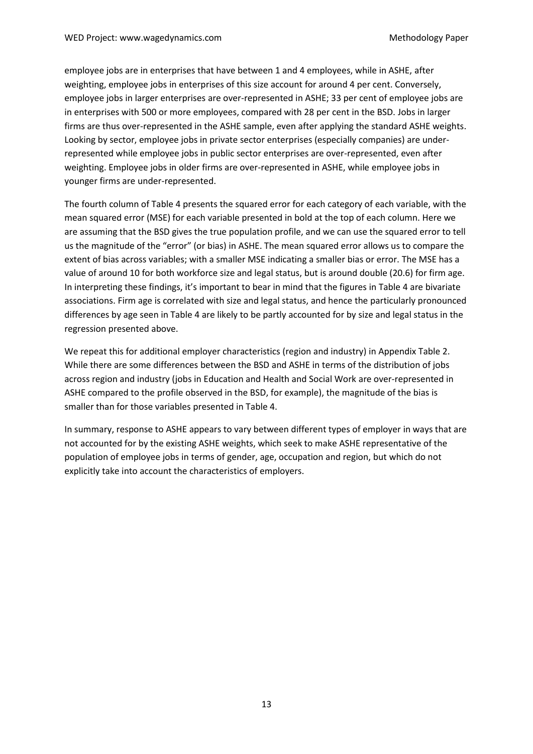employee jobs are in enterprises that have between 1 and 4 employees, while in ASHE, after weighting, employee jobs in enterprises of this size account for around 4 per cent. Conversely, employee jobs in larger enterprises are over-represented in ASHE; 33 per cent of employee jobs are in enterprises with 500 or more employees, compared with 28 per cent in the BSD. Jobs in larger firms are thus over-represented in the ASHE sample, even after applying the standard ASHE weights. Looking by sector, employee jobs in private sector enterprises (especially companies) are under-represented while employee jobs in public sector enterprises are over-represented, even after weighting. Employee jobs in older firms are over-represented in ASHE, while employee jobs in younger firms are under-represented.

The fourth column of Table 4 presents the squared error for each category of each variable, with the mean squared error (MSE) for each variable presented in bold at the top of each column. Here we are assuming that the BSD gives the true population profile, and we can use the squared error to tell us the magnitude of the "error" (or bias) in ASHE. The mean squared error allows us to compare the extent of bias across variables; with a smaller MSE indicating a smaller bias or error. The MSE has a value of around 10 for both workforce size and legal status, but is around double (20.6) for firm age. In interpreting these findings, it's important to bear in mind that the figures in Table 4 are bivariate associations. Firm age is correlated with size and legal status, and hence the particularly pronounced differences by age seen in Table 4 are likely to be partly accounted for by size and legal status in the regression presented above.

We repeat this for additional employer characteristics (region and industry) in Appendix Table 2. While there are some differences between the BSD and ASHE in terms of the distribution of jobs across region and industry (jobs in Education and Health and Social Work are over-represented in ASHE compared to the profile observed in the BSD, for example), the magnitude of the bias is smaller than for those variables presented in Table 4.

In summary, response to ASHE appears to vary between different types of employer in ways that are not accounted for by the existing ASHE weights, which seek to make ASHE representative of the population of employee jobs in terms of gender, age, occupation and region, but which do not explicitly take into account the characteristics of employers.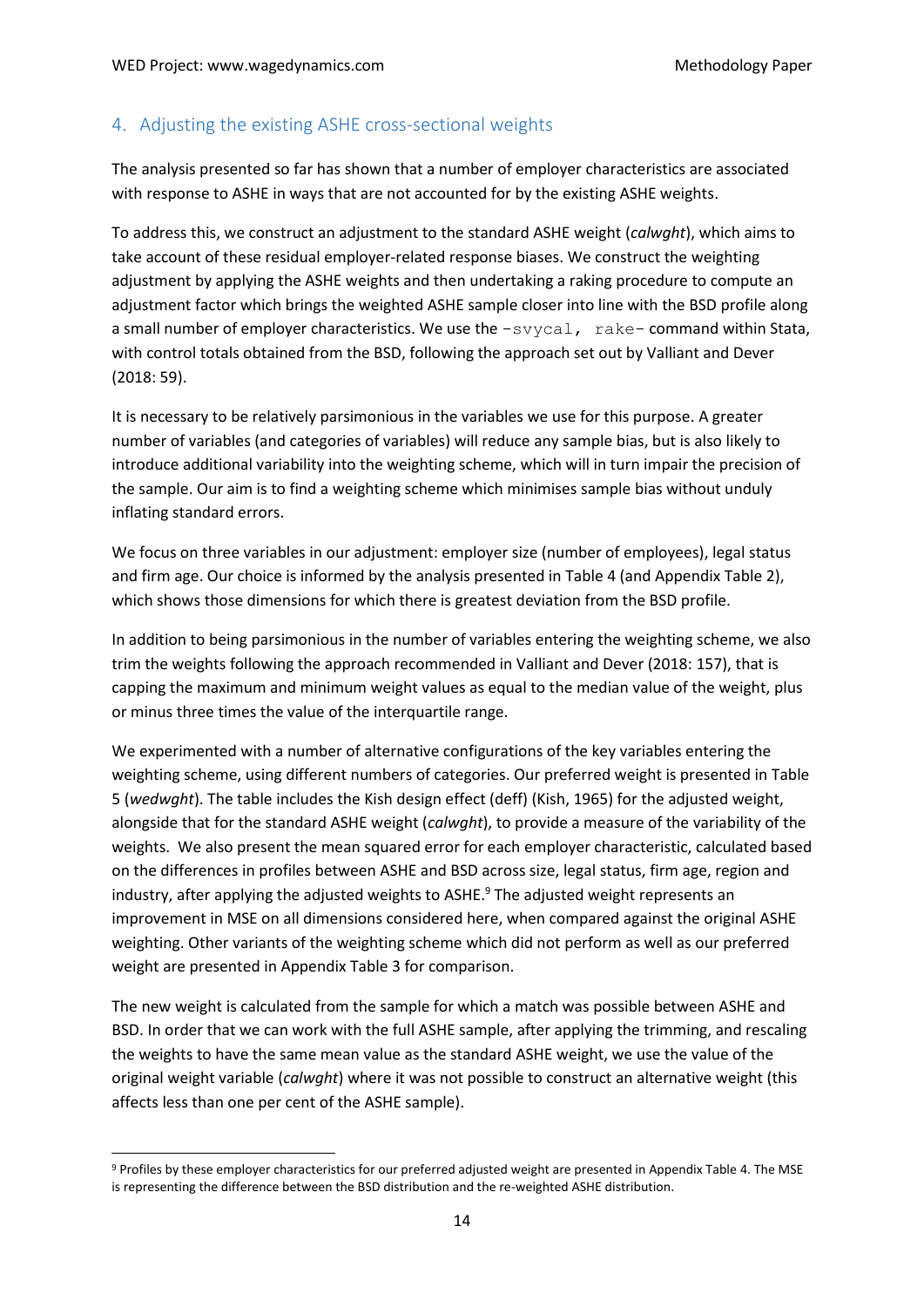## 4. Adjusting the existing ASHE cross-sectional weights

The analysis presented so far has shown that a number of employer characteristics are associated with response to ASHE in ways that are not accounted for by the existing ASHE weights.

To address this, we construct an adjustment to the standard ASHE weight (*calwght*), which aims to take account of these residual employer-related response biases. We construct the weighting adjustment by applying the ASHE weights and then undertaking a raking procedure to compute an adjustment factor which brings the weighted ASHE sample closer into line with the BSD profile along a small number of employer characteristics. We use the `-svycal, rake-` command within Stata, with control totals obtained from the BSD, following the approach set out by Valliant and Dever (2018: 59).

It is necessary to be relatively parsimonious in the variables we use for this purpose. A greater number of variables (and categories of variables) will reduce any sample bias, but is also likely to introduce additional variability into the weighting scheme, which will in turn impair the precision of the sample. Our aim is to find a weighting scheme which minimises sample bias without unduly inflating standard errors.

We focus on three variables in our adjustment: employer size (number of employees), legal status and firm age. Our choice is informed by the analysis presented in Table 4 (and Appendix Table 2), which shows those dimensions for which there is greatest deviation from the BSD profile.

In addition to being parsimonious in the number of variables entering the weighting scheme, we also trim the weights following the approach recommended in Valliant and Dever (2018: 157), that is capping the maximum and minimum weight values as equal to the median value of the weight, plus or minus three times the value of the interquartile range.

We experimented with a number of alternative configurations of the key variables entering the weighting scheme, using different numbers of categories. Our preferred weight is presented in Table 5 (*wedwght*). The table includes the Kish design effect (deff) (Kish, 1965) for the adjusted weight, alongside that for the standard ASHE weight (*calwght*), to provide a measure of the variability of the weights. We also present the mean squared error for each employer characteristic, calculated based on the differences in profiles between ASHE and BSD across size, legal status, firm age, region and industry, after applying the adjusted weights to ASHE.[9] The adjusted weight represents an improvement in MSE on all dimensions considered here, when compared against the original ASHE weighting. Other variants of the weighting scheme which did not perform as well as our preferred weight are presented in Appendix Table 3 for comparison.

The new weight is calculated from the sample for which a match was possible between ASHE and BSD. In order that we can work with the full ASHE sample, after applying the trimming, and rescaling the weights to have the same mean value as the standard ASHE weight, we use the value of the original weight variable (*calwght*) where it was not possible to construct an alternative weight (this affects less than one per cent of the ASHE sample).

[9] Profiles by these employer characteristics for our preferred adjusted weight are presented in Appendix Table 4. The MSE is representing the difference between the BSD distribution and the re-weighted ASHE distribution.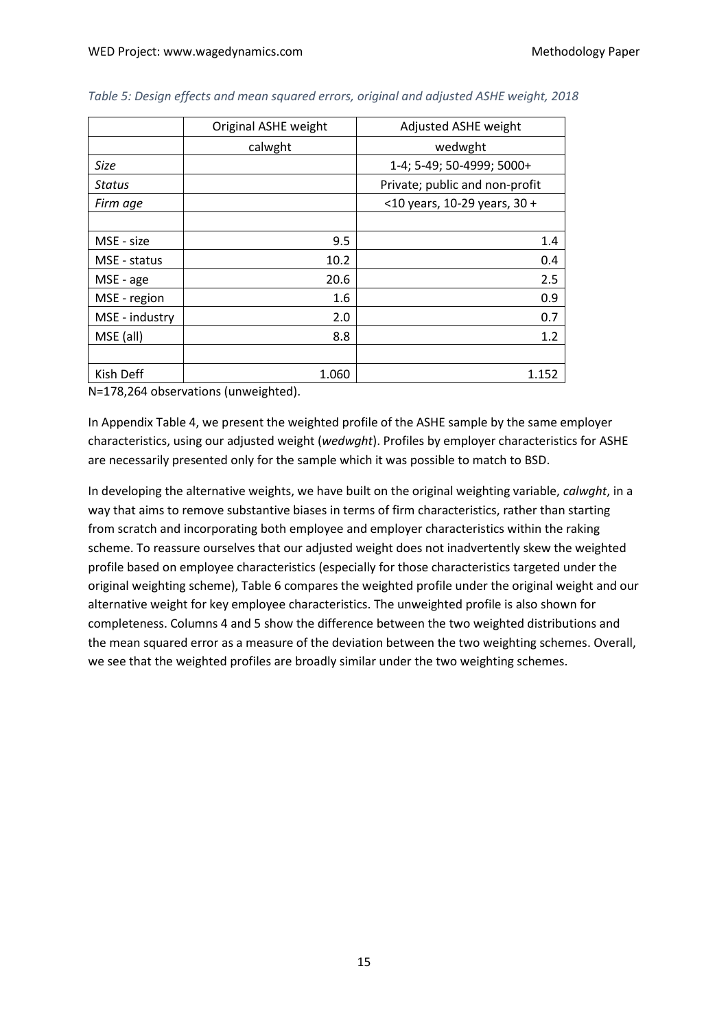*Table 5: Design effects and mean squared errors, original and adjusted ASHE weight, 2018*

| | Original ASHE weight | Adjusted ASHE weight |
|---|---|---|
| | calwght | wedwght |
| *Size* | | 1-4; 5-49; 50-4999; 5000+ |
| *Status* | | Private; public and non-profit |
| *Firm age* | | <10 years, 10-29 years, 30 + |
| | | |
| MSE - size | 9.5 | 1.4 |
| MSE - status | 10.2 | 0.4 |
| MSE - age | 20.6 | 2.5 |
| MSE - region | 1.6 | 0.9 |
| MSE - industry | 2.0 | 0.7 |
| MSE (all) | 8.8 | 1.2 |
| | | |
| Kish Deff | 1.060 | 1.152 |

N=178,264 observations (unweighted).

In Appendix Table 4, we present the weighted profile of the ASHE sample by the same employer characteristics, using our adjusted weight (*wedwght*). Profiles by employer characteristics for ASHE are necessarily presented only for the sample which it was possible to match to BSD.

In developing the alternative weights, we have built on the original weighting variable, *calwght*, in a way that aims to remove substantive biases in terms of firm characteristics, rather than starting from scratch and incorporating both employee and employer characteristics within the raking scheme. To reassure ourselves that our adjusted weight does not inadvertently skew the weighted profile based on employee characteristics (especially for those characteristics targeted under the original weighting scheme), Table 6 compares the weighted profile under the original weight and our alternative weight for key employee characteristics. The unweighted profile is also shown for completeness. Columns 4 and 5 show the difference between the two weighted distributions and the mean squared error as a measure of the deviation between the two weighting schemes. Overall, we see that the weighted profiles are broadly similar under the two weighting schemes.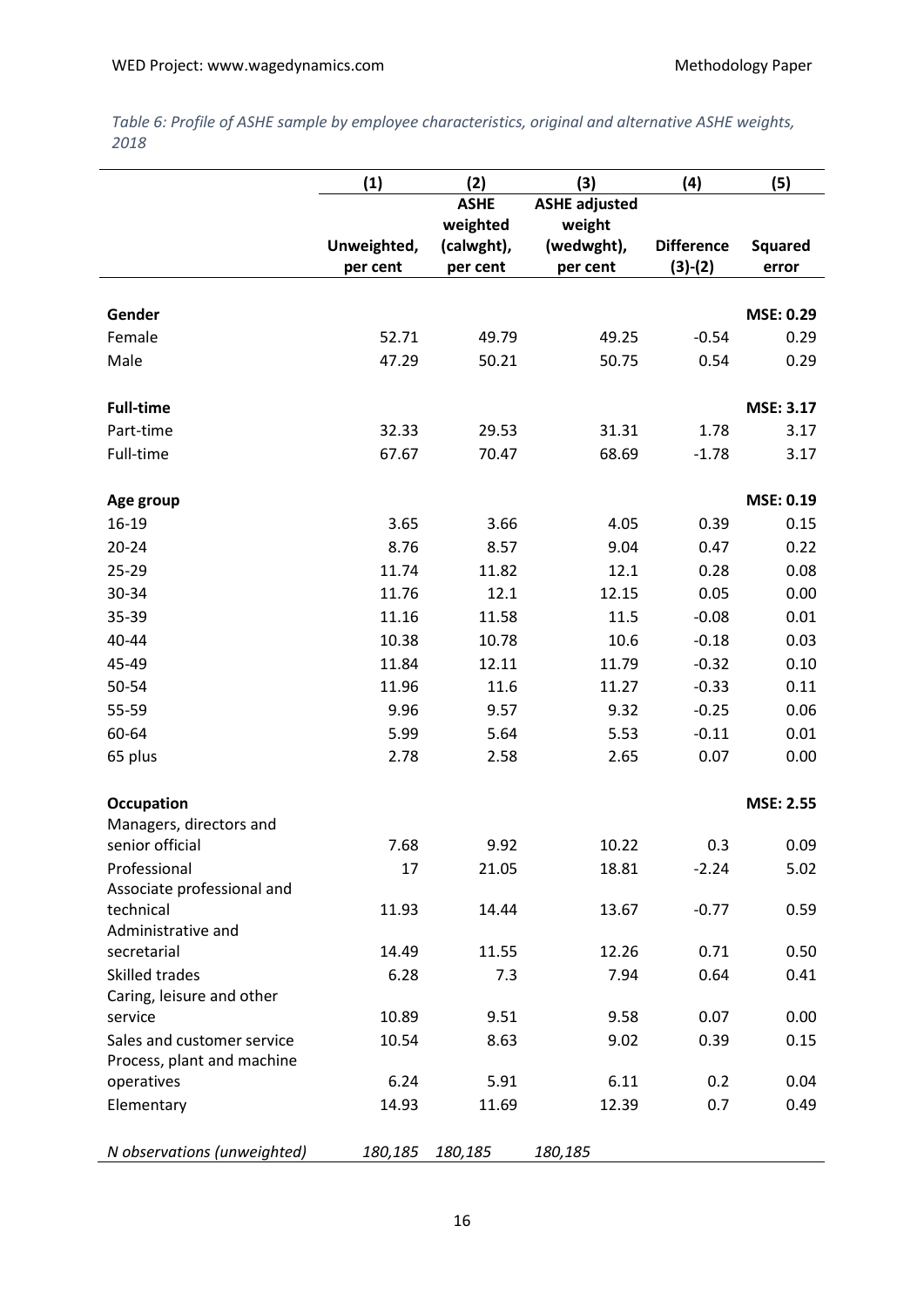*Table 6: Profile of ASHE sample by employee characteristics, original and alternative ASHE weights, 2018*

| | (1) | (2) | (3) | (4) | (5) |
|---|---|---|---|---|---|
| | Unweighted, per cent | ASHE weighted (calwght), per cent | ASHE adjusted weight (wedwght), per cent | Difference (3)-(2) | Squared error |
| **Gender** | | | | | **MSE: 0.29** |
| Female | 52.71 | 49.79 | 49.25 | -0.54 | 0.29 |
| Male | 47.29 | 50.21 | 50.75 | 0.54 | 0.29 |
| **Full-time** | | | | | **MSE: 3.17** |
| Part-time | 32.33 | 29.53 | 31.31 | 1.78 | 3.17 |
| Full-time | 67.67 | 70.47 | 68.69 | -1.78 | 3.17 |
| **Age group** | | | | | **MSE: 0.19** |
| 16-19 | 3.65 | 3.66 | 4.05 | 0.39 | 0.15 |
| 20-24 | 8.76 | 8.57 | 9.04 | 0.47 | 0.22 |
| 25-29 | 11.74 | 11.82 | 12.1 | 0.28 | 0.08 |
| 30-34 | 11.76 | 12.1 | 12.15 | 0.05 | 0.00 |
| 35-39 | 11.16 | 11.58 | 11.5 | -0.08 | 0.01 |
| 40-44 | 10.38 | 10.78 | 10.6 | -0.18 | 0.03 |
| 45-49 | 11.84 | 12.11 | 11.79 | -0.32 | 0.10 |
| 50-54 | 11.96 | 11.6 | 11.27 | -0.33 | 0.11 |
| 55-59 | 9.96 | 9.57 | 9.32 | -0.25 | 0.06 |
| 60-64 | 5.99 | 5.64 | 5.53 | -0.11 | 0.01 |
| 65 plus | 2.78 | 2.58 | 2.65 | 0.07 | 0.00 |
| **Occupation** | | | | | **MSE: 2.55** |
| Managers, directors and senior official | 7.68 | 9.92 | 10.22 | 0.3 | 0.09 |
| Professional | 17 | 21.05 | 18.81 | -2.24 | 5.02 |
| Associate professional and technical | 11.93 | 14.44 | 13.67 | -0.77 | 0.59 |
| Administrative and secretarial | 14.49 | 11.55 | 12.26 | 0.71 | 0.50 |
| Skilled trades | 6.28 | 7.3 | 7.94 | 0.64 | 0.41 |
| Caring, leisure and other service | 10.89 | 9.51 | 9.58 | 0.07 | 0.00 |
| Sales and customer service | 10.54 | 8.63 | 9.02 | 0.39 | 0.15 |
| Process, plant and machine operatives | 6.24 | 5.91 | 6.11 | 0.2 | 0.04 |
| Elementary | 14.93 | 11.69 | 12.39 | 0.7 | 0.49 |
| *N observations (unweighted)* | *180,185* | *180,185* | *180,185* | | |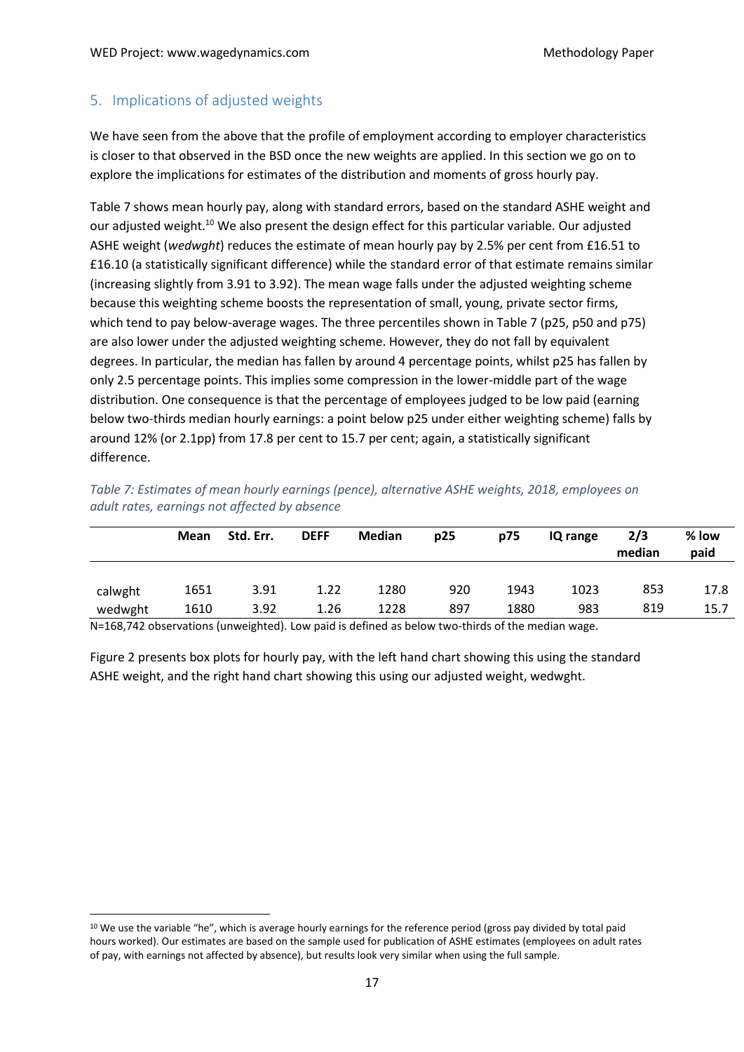## 5. Implications of adjusted weights

We have seen from the above that the profile of employment according to employer characteristics is closer to that observed in the BSD once the new weights are applied. In this section we go on to explore the implications for estimates of the distribution and moments of gross hourly pay.

Table 7 shows mean hourly pay, along with standard errors, based on the standard ASHE weight and our adjusted weight.[10] We also present the design effect for this particular variable. Our adjusted ASHE weight (*wedwght*) reduces the estimate of mean hourly pay by 2.5% per cent from £16.51 to £16.10 (a statistically significant difference) while the standard error of that estimate remains similar (increasing slightly from 3.91 to 3.92). The mean wage falls under the adjusted weighting scheme because this weighting scheme boosts the representation of small, young, private sector firms, which tend to pay below-average wages. The three percentiles shown in Table 7 (p25, p50 and p75) are also lower under the adjusted weighting scheme. However, they do not fall by equivalent degrees. In particular, the median has fallen by around 4 percentage points, whilst p25 has fallen by only 2.5 percentage points. This implies some compression in the lower-middle part of the wage distribution. One consequence is that the percentage of employees judged to be low paid (earning below two-thirds median hourly earnings: a point below p25 under either weighting scheme) falls by around 12% (or 2.1pp) from 17.8 per cent to 15.7 per cent; again, a statistically significant difference.

*Table 7: Estimates of mean hourly earnings (pence), alternative ASHE weights, 2018, employees on adult rates, earnings not affected by absence*

| | Mean | Std. Err. | DEFF | Median | p25 | p75 | IQ range | 2/3 median | % low paid |
|---|---|---|---|---|---|---|---|---|---|
| calwght | 1651 | 3.91 | 1.22 | 1280 | 920 | 1943 | 1023 | 853 | 17.8 |
| wedwght | 1610 | 3.92 | 1.26 | 1228 | 897 | 1880 | 983 | 819 | 15.7 |

N=168,742 observations (unweighted). Low paid is defined as below two-thirds of the median wage.

Figure 2 presents box plots for hourly pay, with the left hand chart showing this using the standard ASHE weight, and the right hand chart showing this using our adjusted weight, wedwght.

[10] We use the variable "he", which is average hourly earnings for the reference period (gross pay divided by total paid hours worked). Our estimates are based on the sample used for publication of ASHE estimates (employees on adult rates of pay, with earnings not affected by absence), but results look very similar when using the full sample.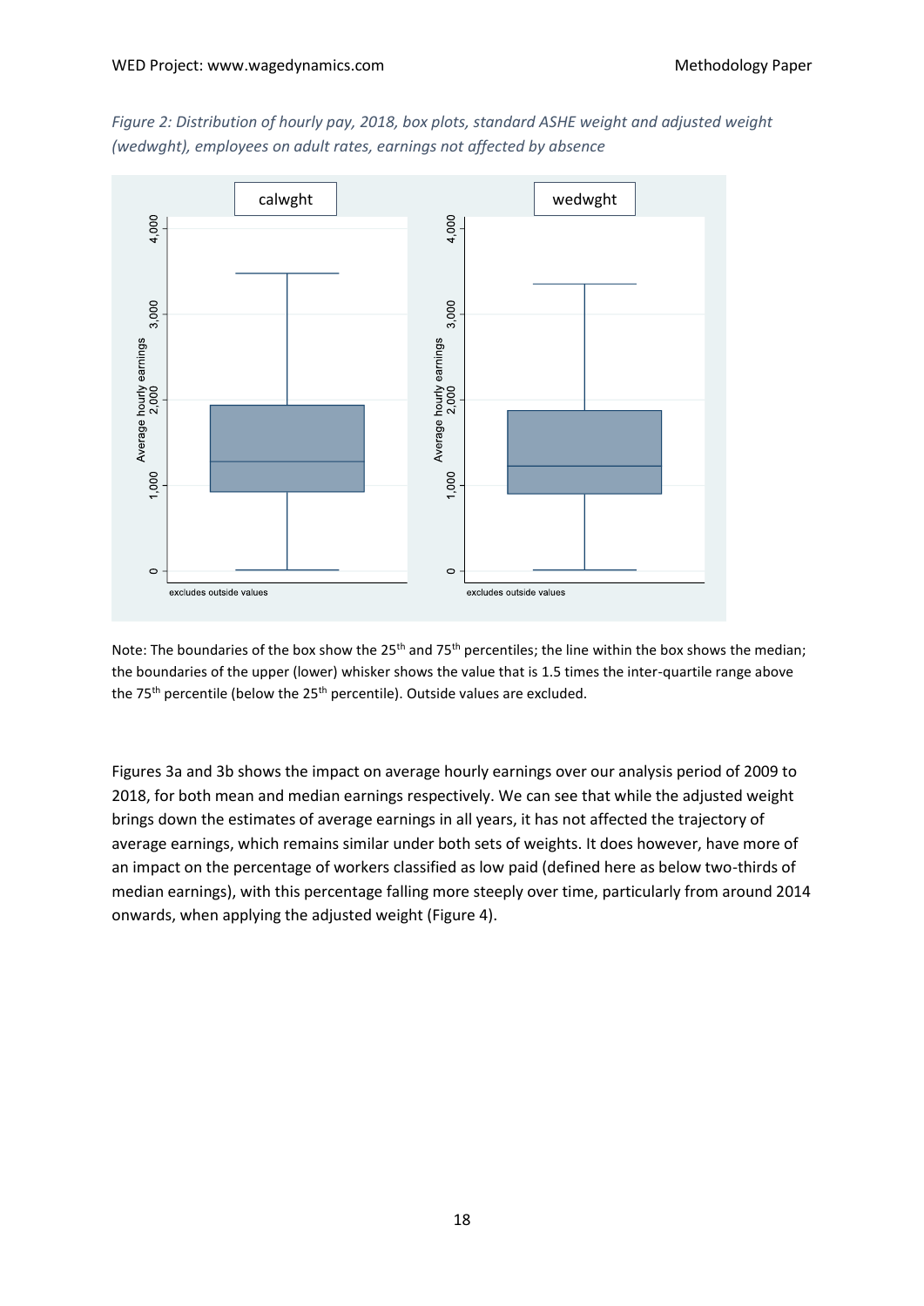*Figure 2: Distribution of hourly pay, 2018, box plots, standard ASHE weight and adjusted weight (wedwght), employees on adult rates, earnings not affected by absence*

Note: The boundaries of the box show the 25th and 75th percentiles; the line within the box shows the median; the boundaries of the upper (lower) whisker shows the value that is 1.5 times the inter-quartile range above the 75th percentile (below the 25th percentile). Outside values are excluded.

Figures 3a and 3b shows the impact on average hourly earnings over our analysis period of 2009 to 2018, for both mean and median earnings respectively. We can see that while the adjusted weight brings down the estimates of average earnings in all years, it has not affected the trajectory of average earnings, which remains similar under both sets of weights. It does however, have more of an impact on the percentage of workers classified as low paid (defined here as below two-thirds of median earnings), with this percentage falling more steeply over time, particularly from around 2014 onwards, when applying the adjusted weight (Figure 4).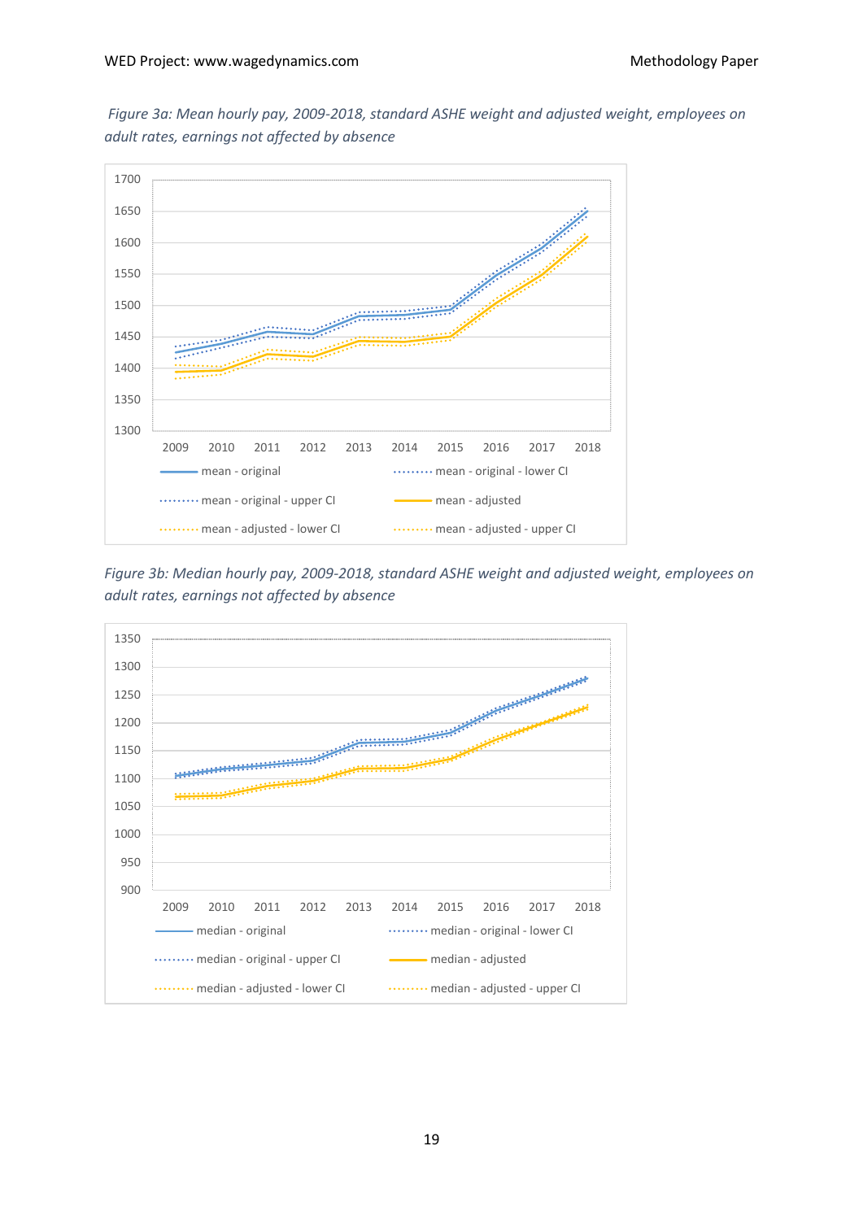*Figure 3a: Mean hourly pay, 2009-2018, standard ASHE weight and adjusted weight, employees on adult rates, earnings not affected by absence*

*Figure 3b: Median hourly pay, 2009-2018, standard ASHE weight and adjusted weight, employees on adult rates, earnings not affected by absence*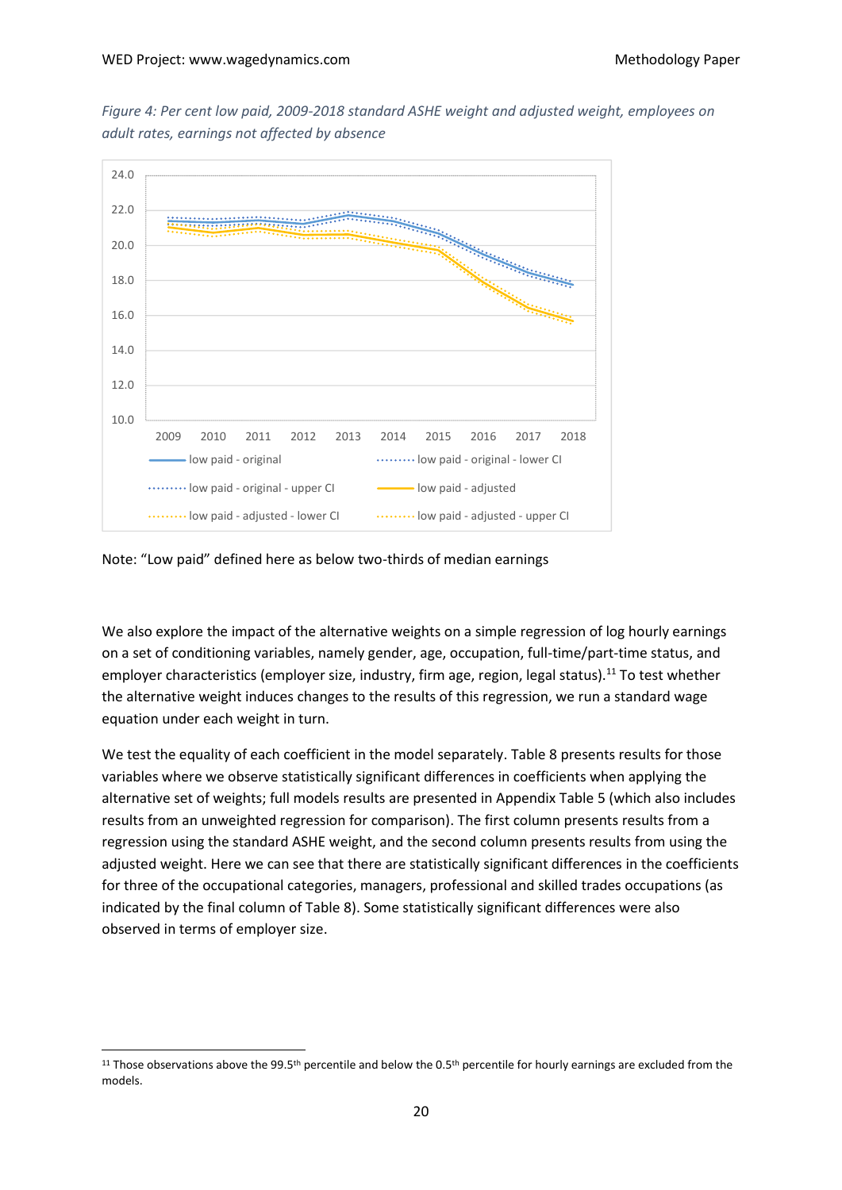*Figure 4: Per cent low paid, 2009-2018 standard ASHE weight and adjusted weight, employees on adult rates, earnings not affected by absence*

Note: "Low paid" defined here as below two-thirds of median earnings

We also explore the impact of the alternative weights on a simple regression of log hourly earnings on a set of conditioning variables, namely gender, age, occupation, full-time/part-time status, and employer characteristics (employer size, industry, firm age, region, legal status).[11] To test whether the alternative weight induces changes to the results of this regression, we run a standard wage equation under each weight in turn.

We test the equality of each coefficient in the model separately. Table 8 presents results for those variables where we observe statistically significant differences in coefficients when applying the alternative set of weights; full models results are presented in Appendix Table 5 (which also includes results from an unweighted regression for comparison). The first column presents results from a regression using the standard ASHE weight, and the second column presents results from using the adjusted weight. Here we can see that there are statistically significant differences in the coefficients for three of the occupational categories, managers, professional and skilled trades occupations (as indicated by the final column of Table 8). Some statistically significant differences were also observed in terms of employer size.

[11] Those observations above the 99.5th percentile and below the 0.5th percentile for hourly earnings are excluded from the models.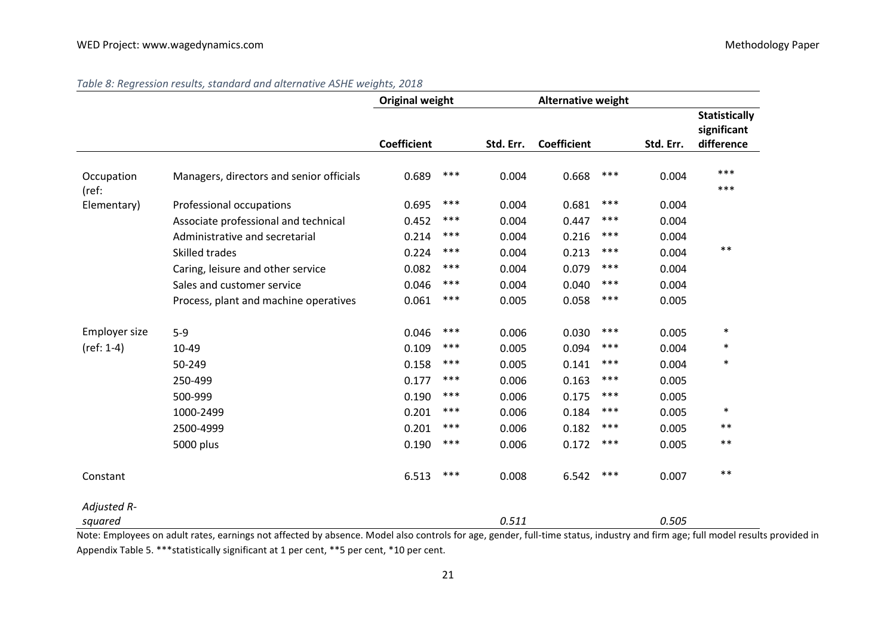*Table 8: Regression results, standard and alternative ASHE weights, 2018*

| | | Original weight | | | Alternative weight | | | |
|---|---|---|---|---|---|---|---|---|
| | | Coefficient | | Std. Err. | Coefficient | | Std. Err. | Statistically significant difference |
| Occupation (ref: Elementary) | Managers, directors and senior officials | 0.689 | *** | 0.004 | 0.668 | *** | 0.004 | *** |
| | Professional occupations | 0.695 | *** | 0.004 | 0.681 | *** | 0.004 | *** |
| | Associate professional and technical | 0.452 | *** | 0.004 | 0.447 | *** | 0.004 | |
| | Administrative and secretarial | 0.214 | *** | 0.004 | 0.216 | *** | 0.004 | |
| | Skilled trades | 0.224 | *** | 0.004 | 0.213 | *** | 0.004 | ** |
| | Caring, leisure and other service | 0.082 | *** | 0.004 | 0.079 | *** | 0.004 | |
| | Sales and customer service | 0.046 | *** | 0.004 | 0.040 | *** | 0.004 | |
| | Process, plant and machine operatives | 0.061 | *** | 0.005 | 0.058 | *** | 0.005 | |
| Employer size (ref: 1-4) | 5-9 | 0.046 | *** | 0.006 | 0.030 | *** | 0.005 | * |
| | 10-49 | 0.109 | *** | 0.005 | 0.094 | *** | 0.004 | * |
| | 50-249 | 0.158 | *** | 0.005 | 0.141 | *** | 0.004 | * |
| | 250-499 | 0.177 | *** | 0.006 | 0.163 | *** | 0.005 | |
| | 500-999 | 0.190 | *** | 0.006 | 0.175 | *** | 0.005 | |
| | 1000-2499 | 0.201 | *** | 0.006 | 0.184 | *** | 0.005 | * |
| | 2500-4999 | 0.201 | *** | 0.006 | 0.182 | *** | 0.005 | ** |
| | 5000 plus | 0.190 | *** | 0.006 | 0.172 | *** | 0.005 | ** |
| Constant | | 6.513 | *** | 0.008 | 6.542 | *** | 0.007 | ** |
| *Adjusted R-squared* | | | | *0.511* | | | *0.505* | |

Note: Employees on adult rates, earnings not affected by absence. Model also controls for age, gender, full-time status, industry and firm age; full model results provided in Appendix Table 5. ***statistically significant at 1 per cent, **5 per cent, *10 per cent.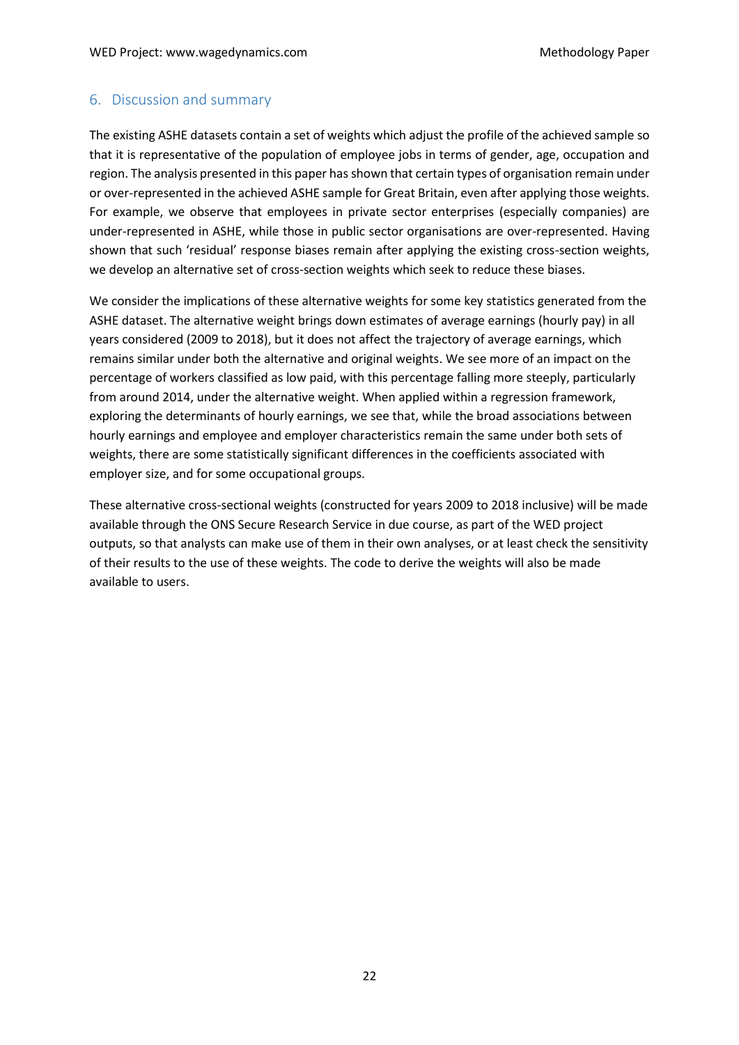## 6. Discussion and summary

The existing ASHE datasets contain a set of weights which adjust the profile of the achieved sample so that it is representative of the population of employee jobs in terms of gender, age, occupation and region. The analysis presented in this paper has shown that certain types of organisation remain under or over-represented in the achieved ASHE sample for Great Britain, even after applying those weights. For example, we observe that employees in private sector enterprises (especially companies) are under-represented in ASHE, while those in public sector organisations are over-represented. Having shown that such 'residual' response biases remain after applying the existing cross-section weights, we develop an alternative set of cross-section weights which seek to reduce these biases.

We consider the implications of these alternative weights for some key statistics generated from the ASHE dataset. The alternative weight brings down estimates of average earnings (hourly pay) in all years considered (2009 to 2018), but it does not affect the trajectory of average earnings, which remains similar under both the alternative and original weights. We see more of an impact on the percentage of workers classified as low paid, with this percentage falling more steeply, particularly from around 2014, under the alternative weight. When applied within a regression framework, exploring the determinants of hourly earnings, we see that, while the broad associations between hourly earnings and employee and employer characteristics remain the same under both sets of weights, there are some statistically significant differences in the coefficients associated with employer size, and for some occupational groups.

These alternative cross-sectional weights (constructed for years 2009 to 2018 inclusive) will be made available through the ONS Secure Research Service in due course, as part of the WED project outputs, so that analysts can make use of them in their own analyses, or at least check the sensitivity of their results to the use of these weights. The code to derive the weights will also be made available to users.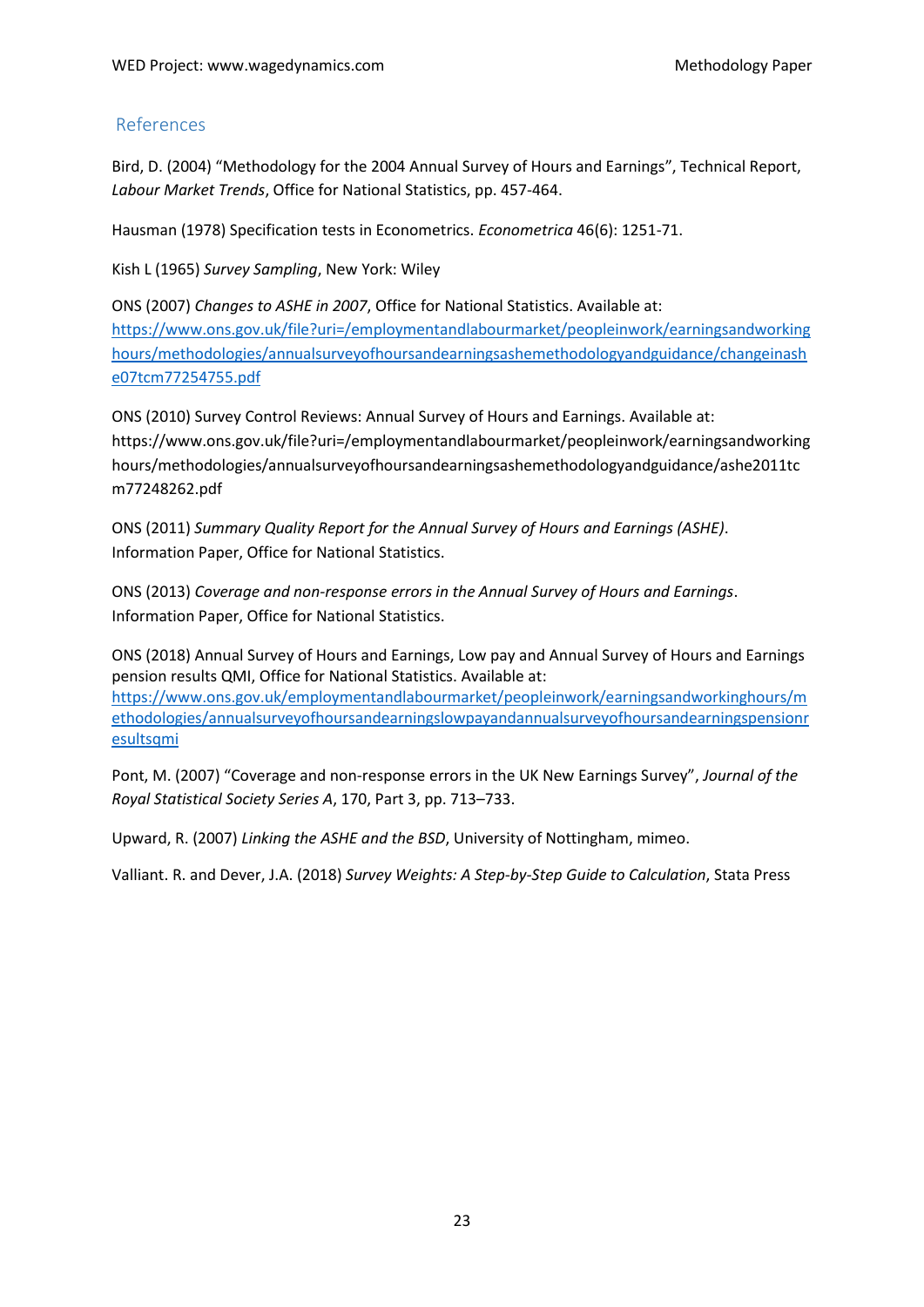## References

Bird, D. (2004) "Methodology for the 2004 Annual Survey of Hours and Earnings", Technical Report, *Labour Market Trends*, Office for National Statistics, pp. 457-464.

Hausman (1978) Specification tests in Econometrics. *Econometrica* 46(6): 1251-71.

Kish L (1965) *Survey Sampling*, New York: Wiley

ONS (2007) *Changes to ASHE in 2007*, Office for National Statistics. Available at: https://www.ons.gov.uk/file?uri=/employmentandlabourmarket/peopleinwork/earningsandworkinghours/methodologies/annualsurveyofhoursandearningsashemethodologyandguidance/changeinashe07tcm77254755.pdf

ONS (2010) Survey Control Reviews: Annual Survey of Hours and Earnings. Available at: https://www.ons.gov.uk/file?uri=/employmentandlabourmarket/peopleinwork/earningsandworkinghours/methodologies/annualsurveyofhoursandearningsashemethodologyandguidance/ashe2011tcm77248262.pdf

ONS (2011) *Summary Quality Report for the Annual Survey of Hours and Earnings (ASHE)*. Information Paper, Office for National Statistics.

ONS (2013) *Coverage and non-response errors in the Annual Survey of Hours and Earnings*. Information Paper, Office for National Statistics.

ONS (2018) Annual Survey of Hours and Earnings, Low pay and Annual Survey of Hours and Earnings pension results QMI, Office for National Statistics. Available at: https://www.ons.gov.uk/employmentandlabourmarket/peopleinwork/earningsandworkinghours/methodologies/annualsurveyofhoursandearningslowpayandannualsurveyofhoursandearningspensionresultsqmi

Pont, M. (2007) "Coverage and non-response errors in the UK New Earnings Survey", *Journal of the Royal Statistical Society Series A*, 170, Part 3, pp. 713–733.

Upward, R. (2007) *Linking the ASHE and the BSD*, University of Nottingham, mimeo.

Valliant. R. and Dever, J.A. (2018) *Survey Weights: A Step-by-Step Guide to Calculation*, Stata Press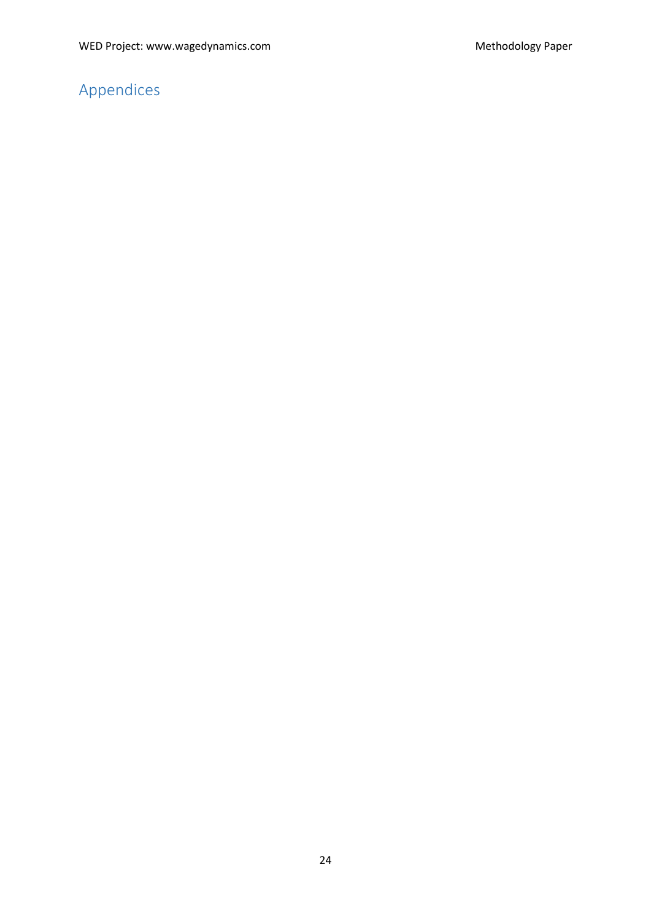# Appendices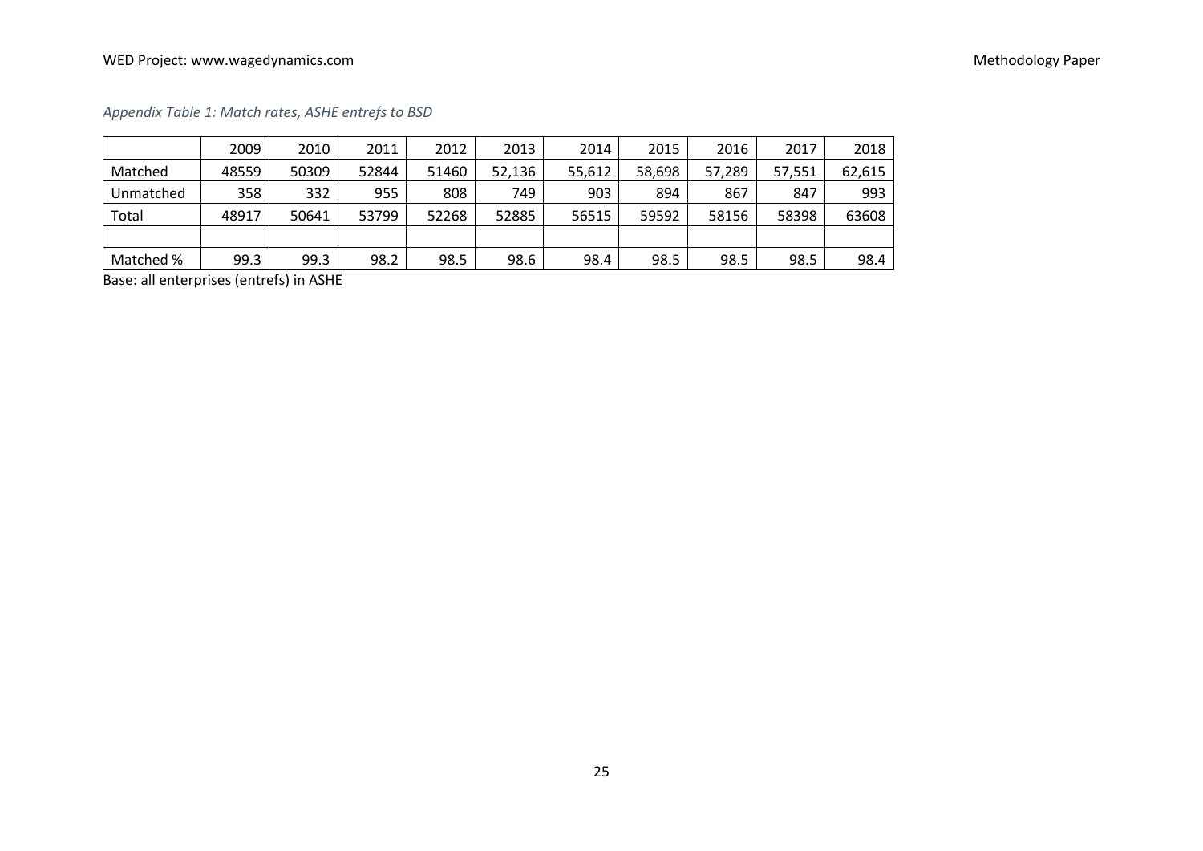*Appendix Table 1: Match rates, ASHE entrefs to BSD*

| | 2009 | 2010 | 2011 | 2012 | 2013 | 2014 | 2015 | 2016 | 2017 | 2018 |
|---|---|---|---|---|---|---|---|---|---|---|
| Matched | 48559 | 50309 | 52844 | 51460 | 52,136 | 55,612 | 58,698 | 57,289 | 57,551 | 62,615 |
| Unmatched | 358 | 332 | 955 | 808 | 749 | 903 | 894 | 867 | 847 | 993 |
| Total | 48917 | 50641 | 53799 | 52268 | 52885 | 56515 | 59592 | 58156 | 58398 | 63608 |
| | | | | | | | | | | |
| Matched % | 99.3 | 99.3 | 98.2 | 98.5 | 98.6 | 98.4 | 98.5 | 98.5 | 98.5 | 98.4 |

Base: all enterprises (entrefs) in ASHE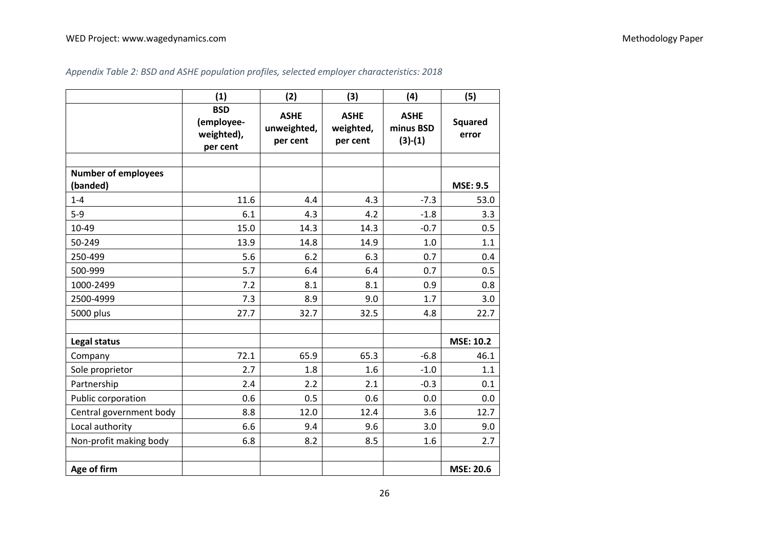*Appendix Table 2: BSD and ASHE population profiles, selected employer characteristics: 2018*

| | (1) | (2) | (3) | (4) | (5) |
|---|---|---|---|---|---|
| | BSD (employee-weighted), per cent | ASHE unweighted, per cent | ASHE weighted, per cent | ASHE minus BSD (3)-(1) | Squared error |
| | | | | | |
| **Number of employees (banded)** | | | | | **MSE: 9.5** |
| 1-4 | 11.6 | 4.4 | 4.3 | -7.3 | 53.0 |
| 5-9 | 6.1 | 4.3 | 4.2 | -1.8 | 3.3 |
| 10-49 | 15.0 | 14.3 | 14.3 | -0.7 | 0.5 |
| 50-249 | 13.9 | 14.8 | 14.9 | 1.0 | 1.1 |
| 250-499 | 5.6 | 6.2 | 6.3 | 0.7 | 0.4 |
| 500-999 | 5.7 | 6.4 | 6.4 | 0.7 | 0.5 |
| 1000-2499 | 7.2 | 8.1 | 8.1 | 0.9 | 0.8 |
| 2500-4999 | 7.3 | 8.9 | 9.0 | 1.7 | 3.0 |
| 5000 plus | 27.7 | 32.7 | 32.5 | 4.8 | 22.7 |
| | | | | | |
| **Legal status** | | | | | **MSE: 10.2** |
| Company | 72.1 | 65.9 | 65.3 | -6.8 | 46.1 |
| Sole proprietor | 2.7 | 1.8 | 1.6 | -1.0 | 1.1 |
| Partnership | 2.4 | 2.2 | 2.1 | -0.3 | 0.1 |
| Public corporation | 0.6 | 0.5 | 0.6 | 0.0 | 0.0 |
| Central government body | 8.8 | 12.0 | 12.4 | 3.6 | 12.7 |
| Local authority | 6.6 | 9.4 | 9.6 | 3.0 | 9.0 |
| Non-profit making body | 6.8 | 8.2 | 8.5 | 1.6 | 2.7 |
| | | | | | |
| **Age of firm** | | | | | **MSE: 20.6** |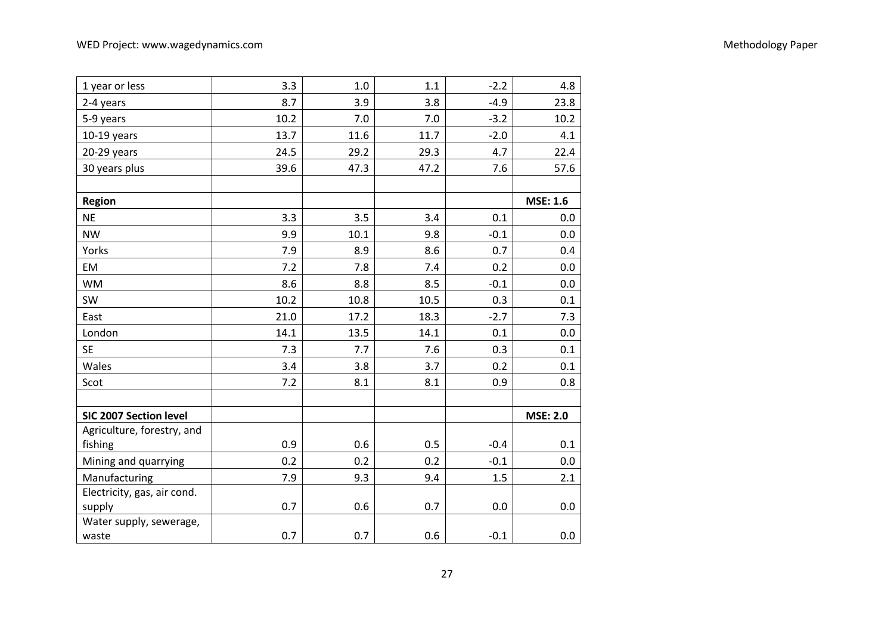| | | | | | |
|---|---|---|---|---|---|
| 1 year or less | 3.3 | 1.0 | 1.1 | -2.2 | 4.8 |
| 2-4 years | 8.7 | 3.9 | 3.8 | -4.9 | 23.8 |
| 5-9 years | 10.2 | 7.0 | 7.0 | -3.2 | 10.2 |
| 10-19 years | 13.7 | 11.6 | 11.7 | -2.0 | 4.1 |
| 20-29 years | 24.5 | 29.2 | 29.3 | 4.7 | 22.4 |
| 30 years plus | 39.6 | 47.3 | 47.2 | 7.6 | 57.6 |
| | | | | | |
| **Region** | | | | | **MSE: 1.6** |
| NE | 3.3 | 3.5 | 3.4 | 0.1 | 0.0 |
| NW | 9.9 | 10.1 | 9.8 | -0.1 | 0.0 |
| Yorks | 7.9 | 8.9 | 8.6 | 0.7 | 0.4 |
| EM | 7.2 | 7.8 | 7.4 | 0.2 | 0.0 |
| WM | 8.6 | 8.8 | 8.5 | -0.1 | 0.0 |
| SW | 10.2 | 10.8 | 10.5 | 0.3 | 0.1 |
| East | 21.0 | 17.2 | 18.3 | -2.7 | 7.3 |
| London | 14.1 | 13.5 | 14.1 | 0.1 | 0.0 |
| SE | 7.3 | 7.7 | 7.6 | 0.3 | 0.1 |
| Wales | 3.4 | 3.8 | 3.7 | 0.2 | 0.1 |
| Scot | 7.2 | 8.1 | 8.1 | 0.9 | 0.8 |
| | | | | | |
| **SIC 2007 Section level** | | | | | **MSE: 2.0** |
| Agriculture, forestry, and fishing | 0.9 | 0.6 | 0.5 | -0.4 | 0.1 |
| Mining and quarrying | 0.2 | 0.2 | 0.2 | -0.1 | 0.0 |
| Manufacturing | 7.9 | 9.3 | 9.4 | 1.5 | 2.1 |
| Electricity, gas, air cond. supply | 0.7 | 0.6 | 0.7 | 0.0 | 0.0 |
| Water supply, sewerage, waste | 0.7 | 0.7 | 0.6 | -0.1 | 0.0 |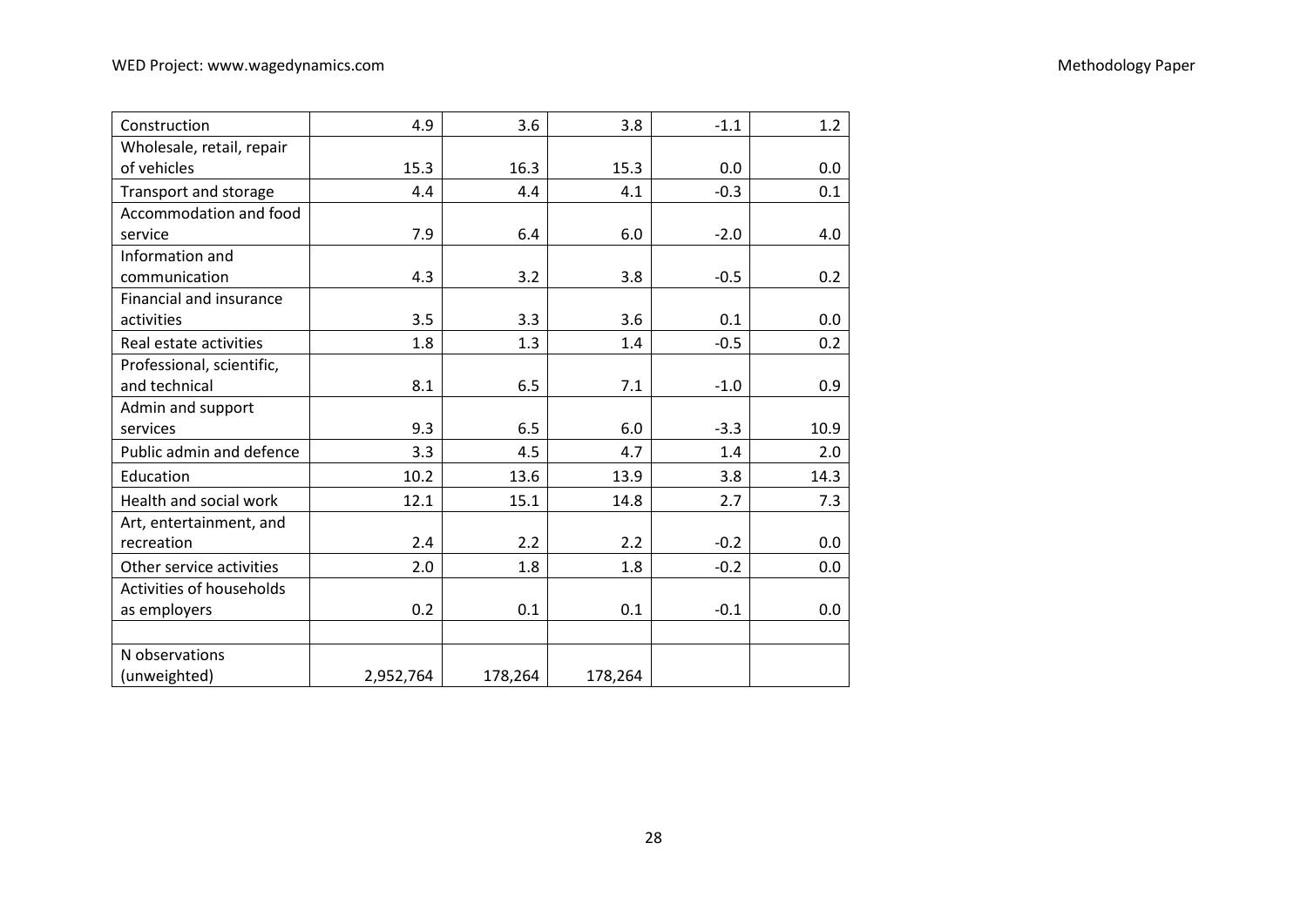| | | | | | |
|---|---|---|---|---|---|
| Construction | 4.9 | 3.6 | 3.8 | -1.1 | 1.2 |
| Wholesale, retail, repair of vehicles | 15.3 | 16.3 | 15.3 | 0.0 | 0.0 |
| Transport and storage | 4.4 | 4.4 | 4.1 | -0.3 | 0.1 |
| Accommodation and food service | 7.9 | 6.4 | 6.0 | -2.0 | 4.0 |
| Information and communication | 4.3 | 3.2 | 3.8 | -0.5 | 0.2 |
| Financial and insurance activities | 3.5 | 3.3 | 3.6 | 0.1 | 0.0 |
| Real estate activities | 1.8 | 1.3 | 1.4 | -0.5 | 0.2 |
| Professional, scientific, and technical | 8.1 | 6.5 | 7.1 | -1.0 | 0.9 |
| Admin and support services | 9.3 | 6.5 | 6.0 | -3.3 | 10.9 |
| Public admin and defence | 3.3 | 4.5 | 4.7 | 1.4 | 2.0 |
| Education | 10.2 | 13.6 | 13.9 | 3.8 | 14.3 |
| Health and social work | 12.1 | 15.1 | 14.8 | 2.7 | 7.3 |
| Art, entertainment, and recreation | 2.4 | 2.2 | 2.2 | -0.2 | 0.0 |
| Other service activities | 2.0 | 1.8 | 1.8 | -0.2 | 0.0 |
| Activities of households as employers | 0.2 | 0.1 | 0.1 | -0.1 | 0.0 |
| | | | | | |
| N observations (unweighted) | 2,952,764 | 178,264 | 178,264 | | |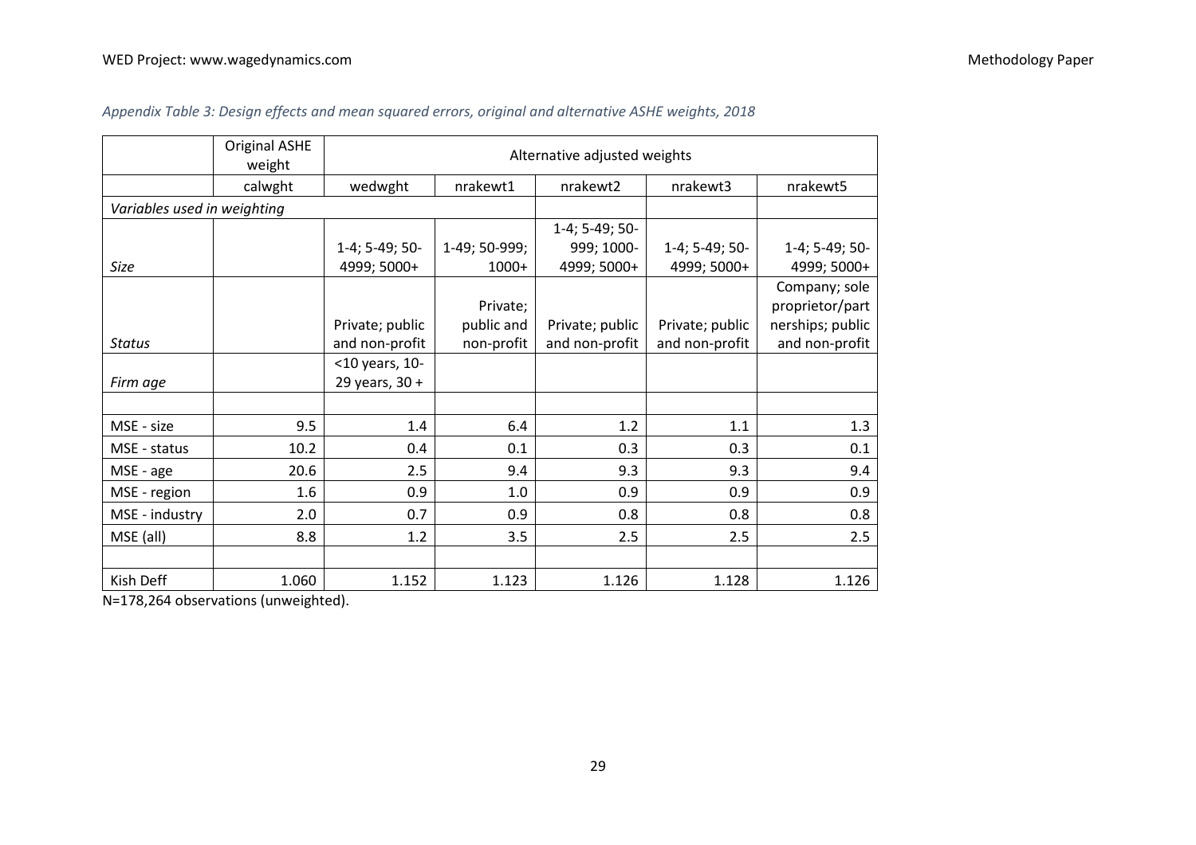*Appendix Table 3: Design effects and mean squared errors, original and alternative ASHE weights, 2018*

| | Original ASHE weight | Alternative adjusted weights | | | | |
|---|---|---|---|---|---|---|
| | calwght | wedwght | nrakewt1 | nrakewt2 | nrakewt3 | nrakewt5 |
| *Variables used in weighting* | | | | | | |
| *Size* | | 1-4; 5-49; 50-4999; 5000+ | 1-49; 50-999; 1000+ | 1-4; 5-49; 50-999; 1000-4999; 5000+ | 1-4; 5-49; 50-4999; 5000+ | 1-4; 5-49; 50-4999; 5000+ |
| *Status* | | Private; public and non-profit | Private; public and non-profit | Private; public and non-profit | Private; public and non-profit | Company; sole proprietor/partnerships; public and non-profit |
| *Firm age* | | <10 years, 10-29 years, 30 + | | | | |
| | | | | | | |
| MSE - size | 9.5 | 1.4 | 6.4 | 1.2 | 1.1 | 1.3 |
| MSE - status | 10.2 | 0.4 | 0.1 | 0.3 | 0.3 | 0.1 |
| MSE - age | 20.6 | 2.5 | 9.4 | 9.3 | 9.3 | 9.4 |
| MSE - region | 1.6 | 0.9 | 1.0 | 0.9 | 0.9 | 0.9 |
| MSE - industry | 2.0 | 0.7 | 0.9 | 0.8 | 0.8 | 0.8 |
| MSE (all) | 8.8 | 1.2 | 3.5 | 2.5 | 2.5 | 2.5 |
| | | | | | | |
| Kish Deff | 1.060 | 1.152 | 1.123 | 1.126 | 1.128 | 1.126 |

N=178,264 observations (unweighted).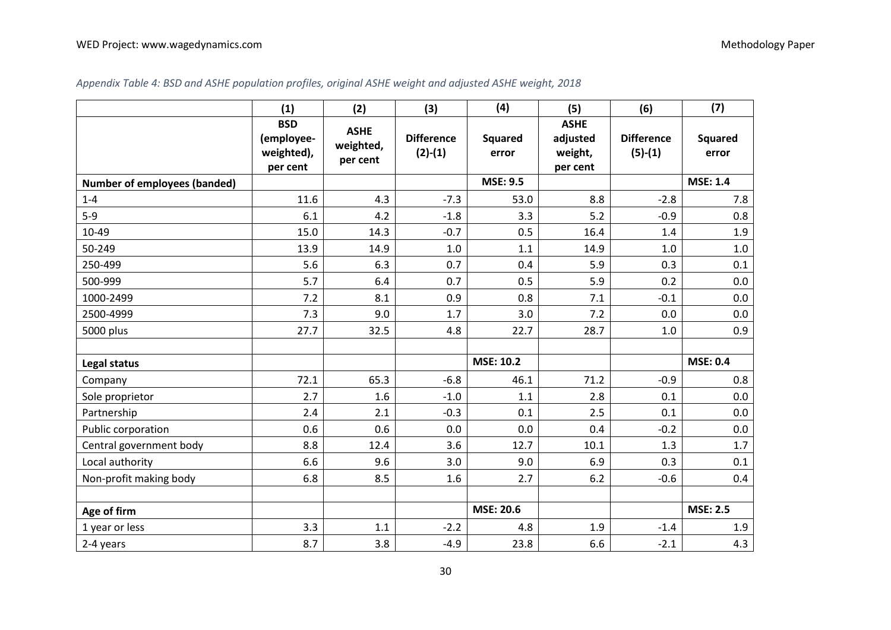*Appendix Table 4: BSD and ASHE population profiles, original ASHE weight and adjusted ASHE weight, 2018*

| | (1) | (2) | (3) | (4) | (5) | (6) | (7) |
|---|---|---|---|---|---|---|---|
| | BSD (employee-weighted), per cent | ASHE weighted, per cent | Difference (2)-(1) | Squared error | ASHE adjusted weight, per cent | Difference (5)-(1) | Squared error |
| **Number of employees (banded)** | | | | **MSE: 9.5** | | | **MSE: 1.4** |
| 1-4 | 11.6 | 4.3 | -7.3 | 53.0 | 8.8 | -2.8 | 7.8 |
| 5-9 | 6.1 | 4.2 | -1.8 | 3.3 | 5.2 | -0.9 | 0.8 |
| 10-49 | 15.0 | 14.3 | -0.7 | 0.5 | 16.4 | 1.4 | 1.9 |
| 50-249 | 13.9 | 14.9 | 1.0 | 1.1 | 14.9 | 1.0 | 1.0 |
| 250-499 | 5.6 | 6.3 | 0.7 | 0.4 | 5.9 | 0.3 | 0.1 |
| 500-999 | 5.7 | 6.4 | 0.7 | 0.5 | 5.9 | 0.2 | 0.0 |
| 1000-2499 | 7.2 | 8.1 | 0.9 | 0.8 | 7.1 | -0.1 | 0.0 |
| 2500-4999 | 7.3 | 9.0 | 1.7 | 3.0 | 7.2 | 0.0 | 0.0 |
| 5000 plus | 27.7 | 32.5 | 4.8 | 22.7 | 28.7 | 1.0 | 0.9 |
| | | | | | | | |
| **Legal status** | | | | **MSE: 10.2** | | | **MSE: 0.4** |
| Company | 72.1 | 65.3 | -6.8 | 46.1 | 71.2 | -0.9 | 0.8 |
| Sole proprietor | 2.7 | 1.6 | -1.0 | 1.1 | 2.8 | 0.1 | 0.0 |
| Partnership | 2.4 | 2.1 | -0.3 | 0.1 | 2.5 | 0.1 | 0.0 |
| Public corporation | 0.6 | 0.6 | 0.0 | 0.0 | 0.4 | -0.2 | 0.0 |
| Central government body | 8.8 | 12.4 | 3.6 | 12.7 | 10.1 | 1.3 | 1.7 |
| Local authority | 6.6 | 9.6 | 3.0 | 9.0 | 6.9 | 0.3 | 0.1 |
| Non-profit making body | 6.8 | 8.5 | 1.6 | 2.7 | 6.2 | -0.6 | 0.4 |
| | | | | | | | |
| **Age of firm** | | | | **MSE: 20.6** | | | **MSE: 2.5** |
| 1 year or less | 3.3 | 1.1 | -2.2 | 4.8 | 1.9 | -1.4 | 1.9 |
| 2-4 years | 8.7 | 3.8 | -4.9 | 23.8 | 6.6 | -2.1 | 4.3 |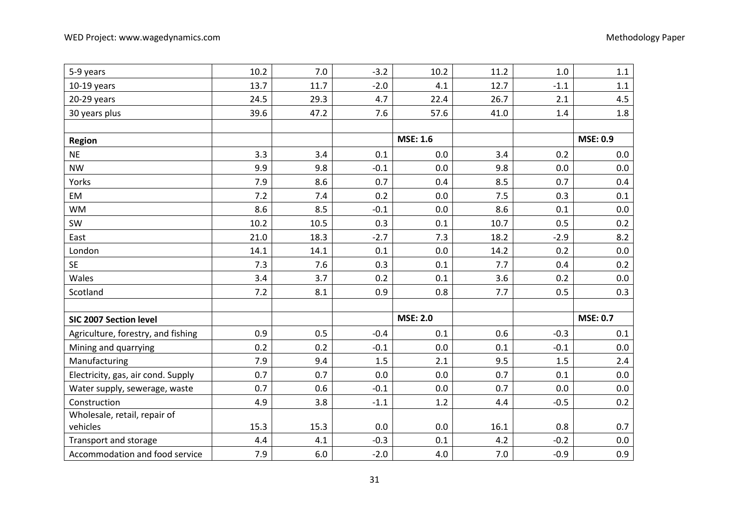| | | | | | | | |
|---|---|---|---|---|---|---|---|
| 5-9 years | 10.2 | 7.0 | -3.2 | 10.2 | 11.2 | 1.0 | 1.1 |
| 10-19 years | 13.7 | 11.7 | -2.0 | 4.1 | 12.7 | -1.1 | 1.1 |
| 20-29 years | 24.5 | 29.3 | 4.7 | 22.4 | 26.7 | 2.1 | 4.5 |
| 30 years plus | 39.6 | 47.2 | 7.6 | 57.6 | 41.0 | 1.4 | 1.8 |
| | | | | | | | |
| **Region** | | | | **MSE: 1.6** | | | **MSE: 0.9** |
| NE | 3.3 | 3.4 | 0.1 | 0.0 | 3.4 | 0.2 | 0.0 |
| NW | 9.9 | 9.8 | -0.1 | 0.0 | 9.8 | 0.0 | 0.0 |
| Yorks | 7.9 | 8.6 | 0.7 | 0.4 | 8.5 | 0.7 | 0.4 |
| EM | 7.2 | 7.4 | 0.2 | 0.0 | 7.5 | 0.3 | 0.1 |
| WM | 8.6 | 8.5 | -0.1 | 0.0 | 8.6 | 0.1 | 0.0 |
| SW | 10.2 | 10.5 | 0.3 | 0.1 | 10.7 | 0.5 | 0.2 |
| East | 21.0 | 18.3 | -2.7 | 7.3 | 18.2 | -2.9 | 8.2 |
| London | 14.1 | 14.1 | 0.1 | 0.0 | 14.2 | 0.2 | 0.0 |
| SE | 7.3 | 7.6 | 0.3 | 0.1 | 7.7 | 0.4 | 0.2 |
| Wales | 3.4 | 3.7 | 0.2 | 0.1 | 3.6 | 0.2 | 0.0 |
| Scotland | 7.2 | 8.1 | 0.9 | 0.8 | 7.7 | 0.5 | 0.3 |
| | | | | | | | |
| **SIC 2007 Section level** | | | | **MSE: 2.0** | | | **MSE: 0.7** |
| Agriculture, forestry, and fishing | 0.9 | 0.5 | -0.4 | 0.1 | 0.6 | -0.3 | 0.1 |
| Mining and quarrying | 0.2 | 0.2 | -0.1 | 0.0 | 0.1 | -0.1 | 0.0 |
| Manufacturing | 7.9 | 9.4 | 1.5 | 2.1 | 9.5 | 1.5 | 2.4 |
| Electricity, gas, air cond. Supply | 0.7 | 0.7 | 0.0 | 0.0 | 0.7 | 0.1 | 0.0 |
| Water supply, sewerage, waste | 0.7 | 0.6 | -0.1 | 0.0 | 0.7 | 0.0 | 0.0 |
| Construction | 4.9 | 3.8 | -1.1 | 1.2 | 4.4 | -0.5 | 0.2 |
| Wholesale, retail, repair of vehicles | 15.3 | 15.3 | 0.0 | 0.0 | 16.1 | 0.8 | 0.7 |
| Transport and storage | 4.4 | 4.1 | -0.3 | 0.1 | 4.2 | -0.2 | 0.0 |
| Accommodation and food service | 7.9 | 6.0 | -2.0 | 4.0 | 7.0 | -0.9 | 0.9 |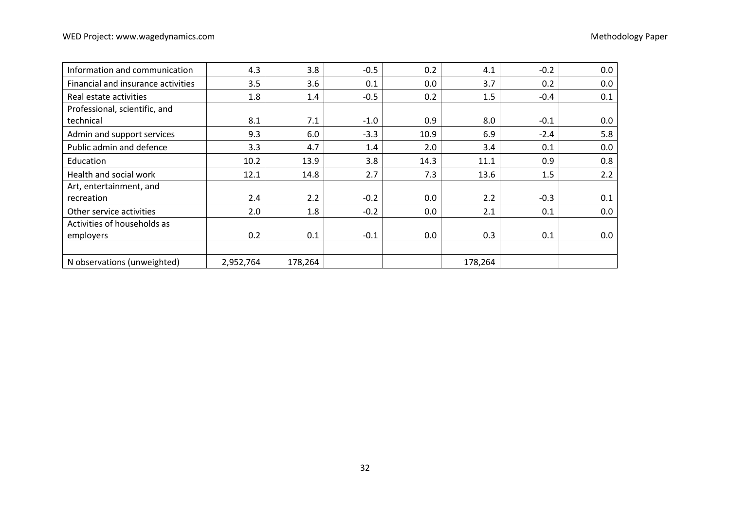| | | | | | | | |
|---|---|---|---|---|---|---|---|
| Information and communication | 4.3 | 3.8 | -0.5 | 0.2 | 4.1 | -0.2 | 0.0 |
| Financial and insurance activities | 3.5 | 3.6 | 0.1 | 0.0 | 3.7 | 0.2 | 0.0 |
| Real estate activities | 1.8 | 1.4 | -0.5 | 0.2 | 1.5 | -0.4 | 0.1 |
| Professional, scientific, and technical | 8.1 | 7.1 | -1.0 | 0.9 | 8.0 | -0.1 | 0.0 |
| Admin and support services | 9.3 | 6.0 | -3.3 | 10.9 | 6.9 | -2.4 | 5.8 |
| Public admin and defence | 3.3 | 4.7 | 1.4 | 2.0 | 3.4 | 0.1 | 0.0 |
| Education | 10.2 | 13.9 | 3.8 | 14.3 | 11.1 | 0.9 | 0.8 |
| Health and social work | 12.1 | 14.8 | 2.7 | 7.3 | 13.6 | 1.5 | 2.2 |
| Art, entertainment, and recreation | 2.4 | 2.2 | -0.2 | 0.0 | 2.2 | -0.3 | 0.1 |
| Other service activities | 2.0 | 1.8 | -0.2 | 0.0 | 2.1 | 0.1 | 0.0 |
| Activities of households as employers | 0.2 | 0.1 | -0.1 | 0.0 | 0.3 | 0.1 | 0.0 |
| | | | | | | | |
| N observations (unweighted) | 2,952,764 | 178,264 | | | 178,264 | | |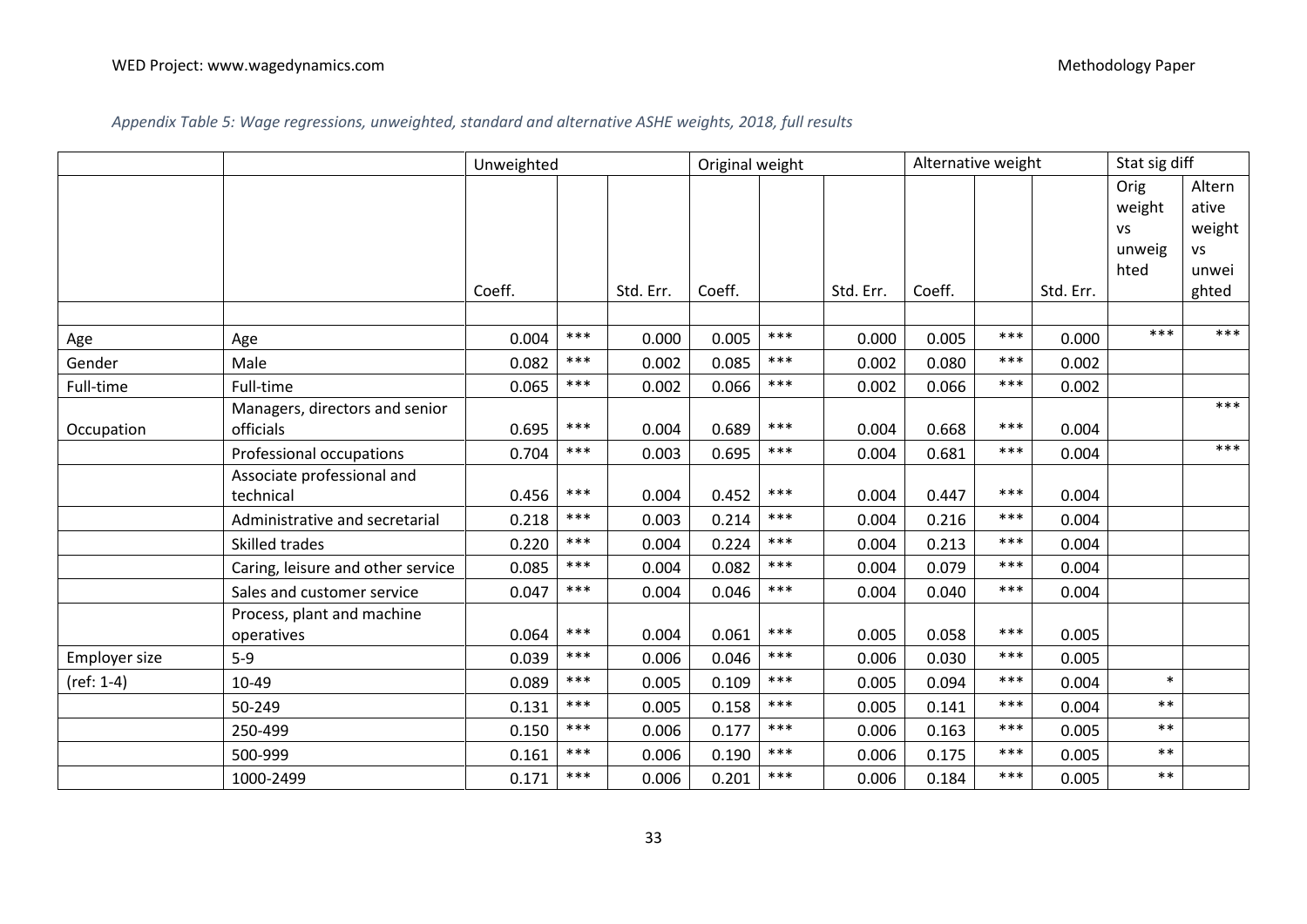*Appendix Table 5: Wage regressions, unweighted, standard and alternative ASHE weights, 2018, full results*

| | | Unweighted | | | Original weight | | | Alternative weight | | | Stat sig diff | |
|---|---|---|---|---|---|---|---|---|---|---|---|---|
| | | Coeff. | | Std. Err. | Coeff. | | Std. Err. | Coeff. | | Std. Err. | Orig weight vs unweighted | Alternative weight vs unweighted |
| | | | | | | | | | | | | |
| Age | Age | 0.004 | *** | 0.000 | 0.005 | *** | 0.000 | 0.005 | *** | 0.000 | *** | *** |
| Gender | Male | 0.082 | *** | 0.002 | 0.085 | *** | 0.002 | 0.080 | *** | 0.002 | | |
| Full-time | Full-time | 0.065 | *** | 0.002 | 0.066 | *** | 0.002 | 0.066 | *** | 0.002 | | |
| Occupation | Managers, directors and senior officials | 0.695 | *** | 0.004 | 0.689 | *** | 0.004 | 0.668 | *** | 0.004 | | *** |
| | Professional occupations | 0.704 | *** | 0.003 | 0.695 | *** | 0.004 | 0.681 | *** | 0.004 | | *** |
| | Associate professional and technical | 0.456 | *** | 0.004 | 0.452 | *** | 0.004 | 0.447 | *** | 0.004 | | |
| | Administrative and secretarial | 0.218 | *** | 0.003 | 0.214 | *** | 0.004 | 0.216 | *** | 0.004 | | |
| | Skilled trades | 0.220 | *** | 0.004 | 0.224 | *** | 0.004 | 0.213 | *** | 0.004 | | |
| | Caring, leisure and other service | 0.085 | *** | 0.004 | 0.082 | *** | 0.004 | 0.079 | *** | 0.004 | | |
| | Sales and customer service | 0.047 | *** | 0.004 | 0.046 | *** | 0.004 | 0.040 | *** | 0.004 | | |
| | Process, plant and machine operatives | 0.064 | *** | 0.004 | 0.061 | *** | 0.005 | 0.058 | *** | 0.005 | | |
| Employer size | 5-9 | 0.039 | *** | 0.006 | 0.046 | *** | 0.006 | 0.030 | *** | 0.005 | | |
| (ref: 1-4) | 10-49 | 0.089 | *** | 0.005 | 0.109 | *** | 0.005 | 0.094 | *** | 0.004 | * | |
| | 50-249 | 0.131 | *** | 0.005 | 0.158 | *** | 0.005 | 0.141 | *** | 0.004 | ** | |
| | 250-499 | 0.150 | *** | 0.006 | 0.177 | *** | 0.006 | 0.163 | *** | 0.005 | ** | |
| | 500-999 | 0.161 | *** | 0.006 | 0.190 | *** | 0.006 | 0.175 | *** | 0.005 | ** | |
| | 1000-2499 | 0.171 | *** | 0.006 | 0.201 | *** | 0.006 | 0.184 | *** | 0.005 | ** | |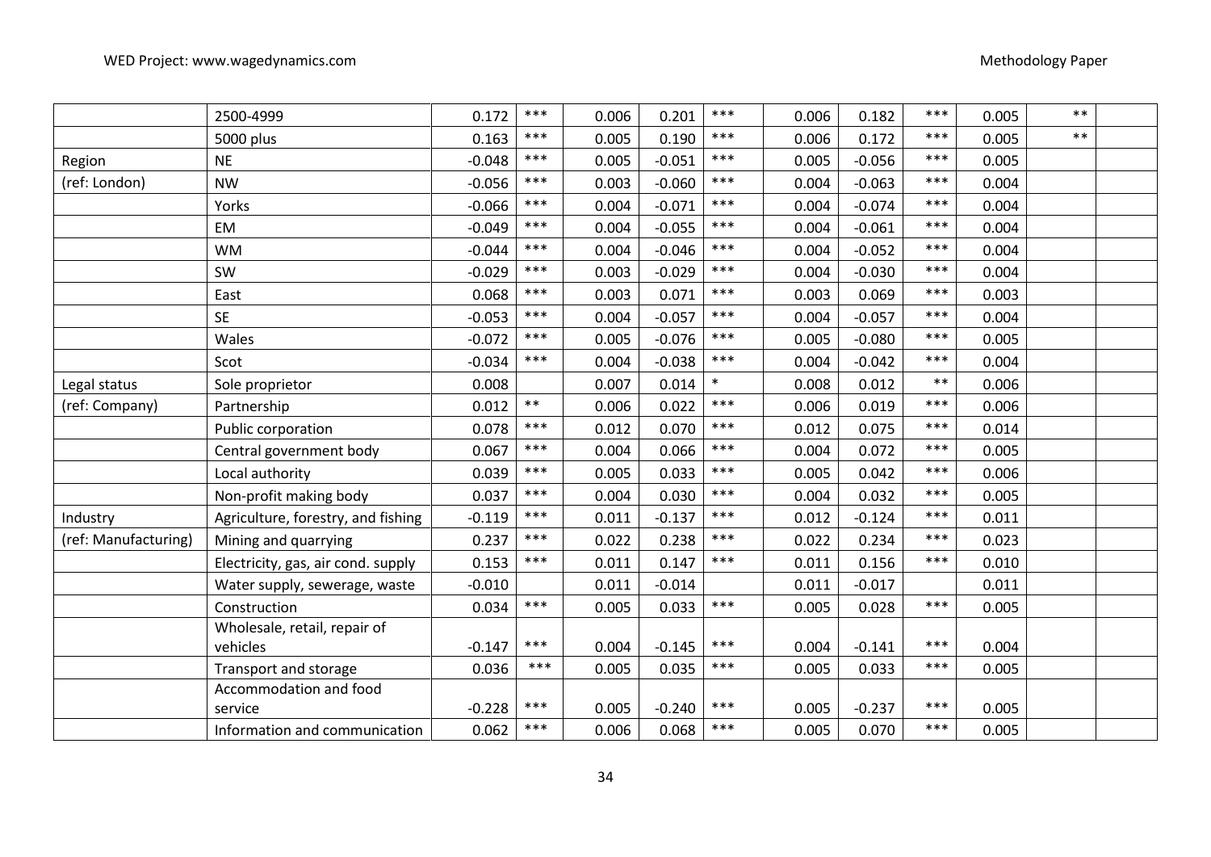| | | | | | | | | | | | | |
|---|---|---|---|---|---|---|---|---|---|---|---|---|
| | 2500-4999 | 0.172 | *** | 0.006 | 0.201 | *** | 0.006 | 0.182 | *** | 0.005 | ** | |
| | 5000 plus | 0.163 | *** | 0.005 | 0.190 | *** | 0.006 | 0.172 | *** | 0.005 | ** | |
| Region | NE | -0.048 | *** | 0.005 | -0.051 | *** | 0.005 | -0.056 | *** | 0.005 | | |
| (ref: London) | NW | -0.056 | *** | 0.003 | -0.060 | *** | 0.004 | -0.063 | *** | 0.004 | | |
| | Yorks | -0.066 | *** | 0.004 | -0.071 | *** | 0.004 | -0.074 | *** | 0.004 | | |
| | EM | -0.049 | *** | 0.004 | -0.055 | *** | 0.004 | -0.061 | *** | 0.004 | | |
| | WM | -0.044 | *** | 0.004 | -0.046 | *** | 0.004 | -0.052 | *** | 0.004 | | |
| | SW | -0.029 | *** | 0.003 | -0.029 | *** | 0.004 | -0.030 | *** | 0.004 | | |
| | East | 0.068 | *** | 0.003 | 0.071 | *** | 0.003 | 0.069 | *** | 0.003 | | |
| | SE | -0.053 | *** | 0.004 | -0.057 | *** | 0.004 | -0.057 | *** | 0.004 | | |
| | Wales | -0.072 | *** | 0.005 | -0.076 | *** | 0.005 | -0.080 | *** | 0.005 | | |
| | Scot | -0.034 | *** | 0.004 | -0.038 | *** | 0.004 | -0.042 | *** | 0.004 | | |
| Legal status | Sole proprietor | 0.008 | | 0.007 | 0.014 | * | 0.008 | 0.012 | ** | 0.006 | | |
| (ref: Company) | Partnership | 0.012 | ** | 0.006 | 0.022 | *** | 0.006 | 0.019 | *** | 0.006 | | |
| | Public corporation | 0.078 | *** | 0.012 | 0.070 | *** | 0.012 | 0.075 | *** | 0.014 | | |
| | Central government body | 0.067 | *** | 0.004 | 0.066 | *** | 0.004 | 0.072 | *** | 0.005 | | |
| | Local authority | 0.039 | *** | 0.005 | 0.033 | *** | 0.005 | 0.042 | *** | 0.006 | | |
| | Non-profit making body | 0.037 | *** | 0.004 | 0.030 | *** | 0.004 | 0.032 | *** | 0.005 | | |
| Industry | Agriculture, forestry, and fishing | -0.119 | *** | 0.011 | -0.137 | *** | 0.012 | -0.124 | *** | 0.011 | | |
| (ref: Manufacturing) | Mining and quarrying | 0.237 | *** | 0.022 | 0.238 | *** | 0.022 | 0.234 | *** | 0.023 | | |
| | Electricity, gas, air cond. supply | 0.153 | *** | 0.011 | 0.147 | *** | 0.011 | 0.156 | *** | 0.010 | | |
| | Water supply, sewerage, waste | -0.010 | | 0.011 | -0.014 | | 0.011 | -0.017 | | 0.011 | | |
| | Construction | 0.034 | *** | 0.005 | 0.033 | *** | 0.005 | 0.028 | *** | 0.005 | | |
| | Wholesale, retail, repair of vehicles | -0.147 | *** | 0.004 | -0.145 | *** | 0.004 | -0.141 | *** | 0.004 | | |
| | Transport and storage | 0.036 | *** | 0.005 | 0.035 | *** | 0.005 | 0.033 | *** | 0.005 | | |
| | Accommodation and food service | -0.228 | *** | 0.005 | -0.240 | *** | 0.005 | -0.237 | *** | 0.005 | | |
| | Information and communication | 0.062 | *** | 0.006 | 0.068 | *** | 0.005 | 0.070 | *** | 0.005 | | |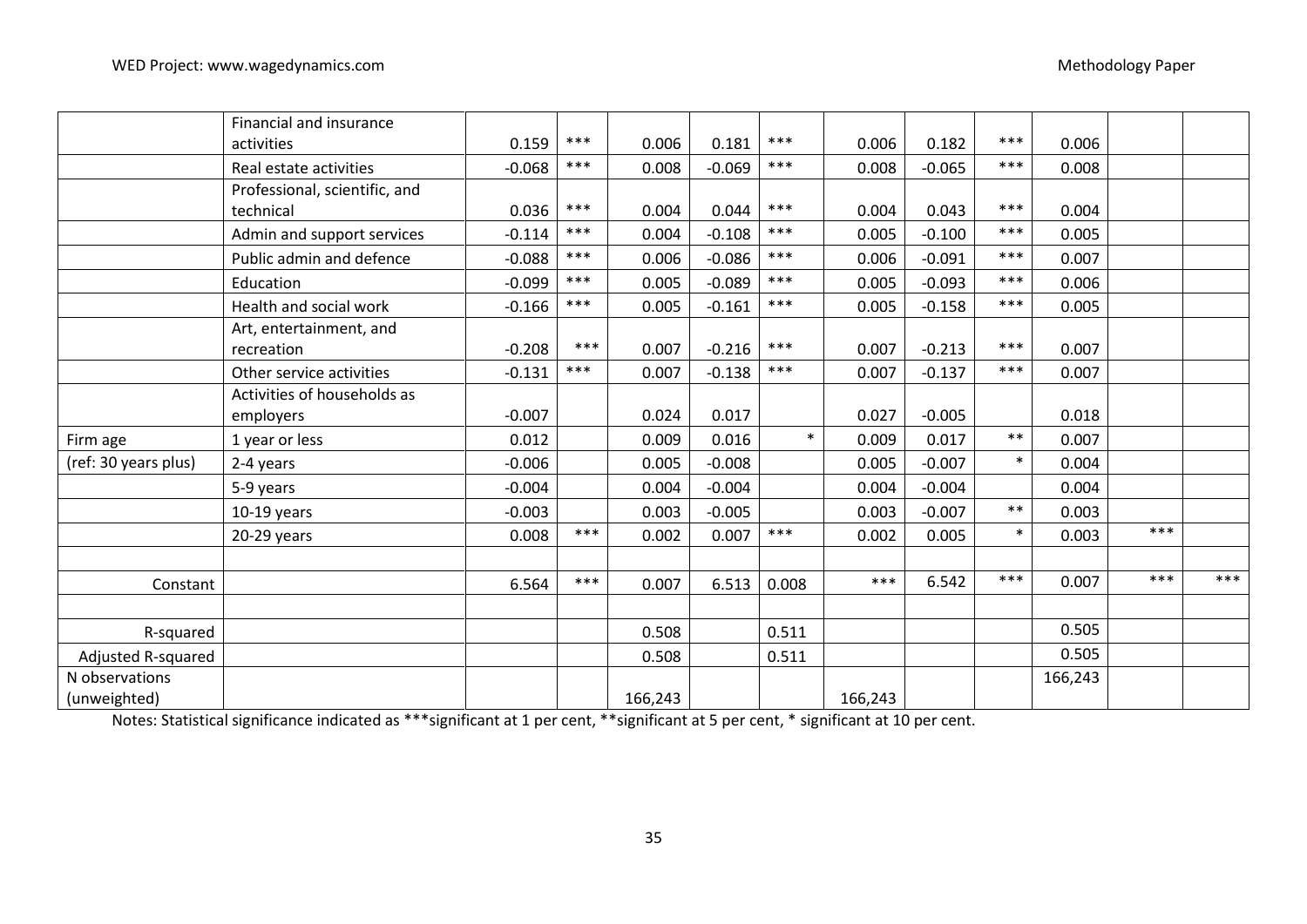| | | | | | | | | | | | | |
|---|---|---|---|---|---|---|---|---|---|---|---|---|
| | Financial and insurance activities | 0.159 | *** | 0.006 | 0.181 | *** | 0.006 | 0.182 | *** | 0.006 | | |
| | Real estate activities | -0.068 | *** | 0.008 | -0.069 | *** | 0.008 | -0.065 | *** | 0.008 | | |
| | Professional, scientific, and technical | 0.036 | *** | 0.004 | 0.044 | *** | 0.004 | 0.043 | *** | 0.004 | | |
| | Admin and support services | -0.114 | *** | 0.004 | -0.108 | *** | 0.005 | -0.100 | *** | 0.005 | | |
| | Public admin and defence | -0.088 | *** | 0.006 | -0.086 | *** | 0.006 | -0.091 | *** | 0.007 | | |
| | Education | -0.099 | *** | 0.005 | -0.089 | *** | 0.005 | -0.093 | *** | 0.006 | | |
| | Health and social work | -0.166 | *** | 0.005 | -0.161 | *** | 0.005 | -0.158 | *** | 0.005 | | |
| | Art, entertainment, and recreation | -0.208 | *** | 0.007 | -0.216 | *** | 0.007 | -0.213 | *** | 0.007 | | |
| | Other service activities | -0.131 | *** | 0.007 | -0.138 | *** | 0.007 | -0.137 | *** | 0.007 | | |
| | Activities of households as employers | -0.007 | | 0.024 | 0.017 | | 0.027 | -0.005 | | 0.018 | | |
| Firm age | 1 year or less | 0.012 | | 0.009 | 0.016 | * | 0.009 | 0.017 | ** | 0.007 | | |
| (ref: 30 years plus) | 2-4 years | -0.006 | | 0.005 | -0.008 | | 0.005 | -0.007 | * | 0.004 | | |
| | 5-9 years | -0.004 | | 0.004 | -0.004 | | 0.004 | -0.004 | | 0.004 | | |
| | 10-19 years | -0.003 | | 0.003 | -0.005 | | 0.003 | -0.007 | ** | 0.003 | | |
| | 20-29 years | 0.008 | *** | 0.002 | 0.007 | *** | 0.002 | 0.005 | * | 0.003 | *** | |
| | | | | | | | | | | | | |
| Constant | | 6.564 | *** | 0.007 | 6.513 | 0.008 | *** | 6.542 | *** | 0.007 | *** | *** |
| | | | | | | | | | | | | |
| R-squared | | | | 0.508 | | 0.511 | | | | 0.505 | | |
| Adjusted R-squared | | | | 0.508 | | 0.511 | | | | 0.505 | | |
| N observations (unweighted) | | | | 166,243 | | | 166,243 | | | 166,243 | | |

Notes: Statistical significance indicated as ***significant at 1 per cent, **significant at 5 per cent, * significant at 10 per cent.